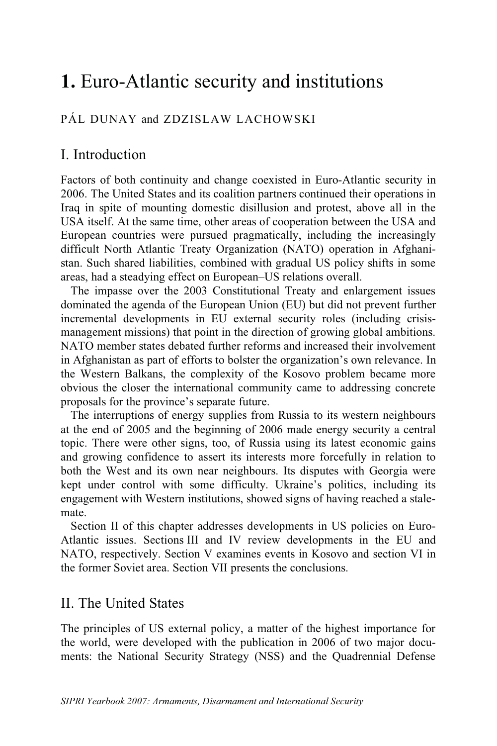# 1. Euro-Atlantic security and institutions

PÁL DUNAY and ZDZISLAW LACHOWSKI

## I. Introduction

Factors of both continuity and change coexisted in Euro-Atlantic security in 2006. The United States and its coalition partners continued their operations in Iraq in spite of mounting domestic disillusion and protest, above all in the USA itself. At the same time, other areas of cooperation between the USA and European countries were pursued pragmatically, including the increasingly difficult North Atlantic Treaty Organization (NATO) operation in Afghanistan. Such shared liabilities, combined with gradual US policy shifts in some areas, had a steadying effect on European–US relations overall.

The impasse over the 2003 Constitutional Treaty and enlargement issues dominated the agenda of the European Union (EU) but did not prevent further incremental developments in EU external security roles (including crisis-management missions) that point in the direction of growing global ambitions. NATO member states debated further reforms and increased their involvement in Afghanistan as part of efforts to bolster the organization's own relevance. In the Western Balkans, the complexity of the Kosovo problem became more obvious the closer the international community came to addressing concrete proposals for the province's separate future.

The interruptions of energy supplies from Russia to its western neighbours at the end of 2005 and the beginning of 2006 made energy security a central topic. There were other signs, too, of Russia using its latest economic gains and growing confidence to assert its interests more forcefully in relation to both the West and its own near neighbours. Its disputes with Georgia were kept under control with some difficulty. Ukraine's politics, including its engagement with Western institutions, showed signs of having reached a stalemate.

Section II of this chapter addresses developments in US policies on Euro-Atlantic issues. Sections III and IV review developments in the EU and NATO, respectively. Section V examines events in Kosovo and section VI in the former Soviet area. Section VII presents the conclusions.

## II. The United States

The principles of US external policy, a matter of the highest importance for the world, were developed with the publication in 2006 of two major documents: the National Security Strategy (NSS) and the Quadrennial Defense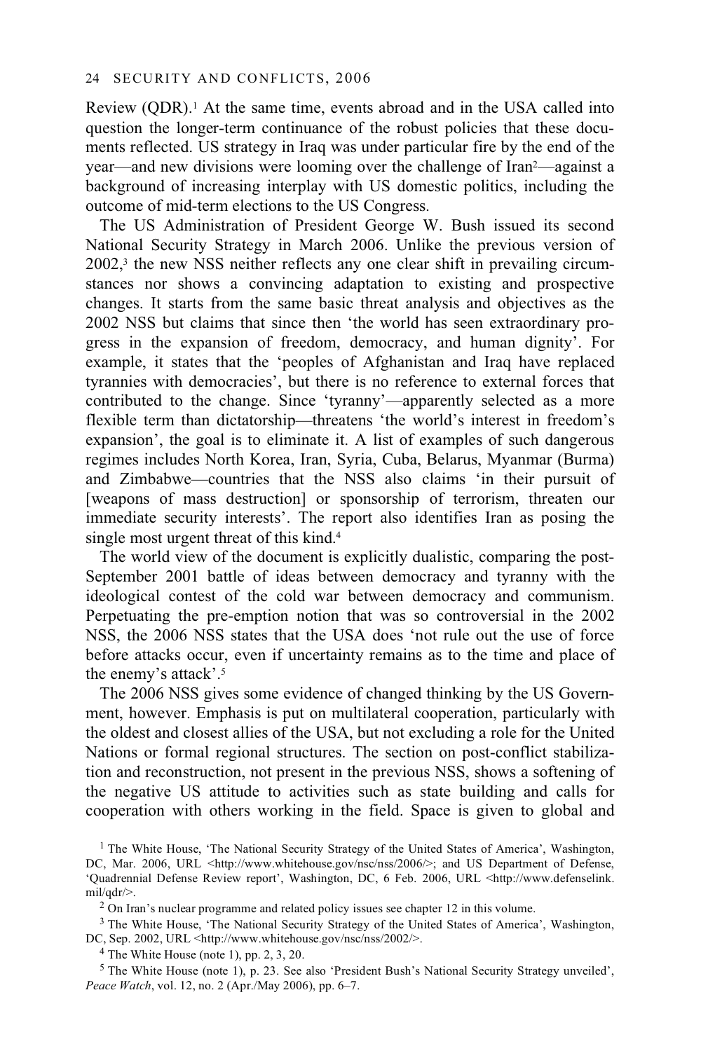Review (QDR).[1] At the same time, events abroad and in the USA called into question the longer-term continuance of the robust policies that these documents reflected. US strategy in Iraq was under particular fire by the end of the year—and new divisions were looming over the challenge of Iran[2]—against a background of increasing interplay with US domestic politics, including the outcome of mid-term elections to the US Congress.

The US Administration of President George W. Bush issued its second National Security Strategy in March 2006. Unlike the previous version of 2002,[3] the new NSS neither reflects any one clear shift in prevailing circumstances nor shows a convincing adaptation to existing and prospective changes. It starts from the same basic threat analysis and objectives as the 2002 NSS but claims that since then 'the world has seen extraordinary progress in the expansion of freedom, democracy, and human dignity'. For example, it states that the 'peoples of Afghanistan and Iraq have replaced tyrannies with democracies', but there is no reference to external forces that contributed to the change. Since 'tyranny'—apparently selected as a more flexible term than dictatorship—threatens 'the world's interest in freedom's expansion', the goal is to eliminate it. A list of examples of such dangerous regimes includes North Korea, Iran, Syria, Cuba, Belarus, Myanmar (Burma) and Zimbabwe—countries that the NSS also claims 'in their pursuit of [weapons of mass destruction] or sponsorship of terrorism, threaten our immediate security interests'. The report also identifies Iran as posing the single most urgent threat of this kind.[4]

The world view of the document is explicitly dualistic, comparing the post-September 2001 battle of ideas between democracy and tyranny with the ideological contest of the cold war between democracy and communism. Perpetuating the pre-emption notion that was so controversial in the 2002 NSS, the 2006 NSS states that the USA does 'not rule out the use of force before attacks occur, even if uncertainty remains as to the time and place of the enemy's attack'.[5]

The 2006 NSS gives some evidence of changed thinking by the US Government, however. Emphasis is put on multilateral cooperation, particularly with the oldest and closest allies of the USA, but not excluding a role for the United Nations or formal regional structures. The section on post-conflict stabilization and reconstruction, not present in the previous NSS, shows a softening of the negative US attitude to activities such as state building and calls for cooperation with others working in the field. Space is given to global and

[1] The White House, 'The National Security Strategy of the United States of America', Washington, DC, Mar. 2006, URL <http://www.whitehouse.gov/nsc/nss/2006/>; and US Department of Defense, 'Quadrennial Defense Review report', Washington, DC, 6 Feb. 2006, URL <http://www.defenselink.mil/qdr/>.

[2] On Iran's nuclear programme and related policy issues see chapter 12 in this volume.

[3] The White House, 'The National Security Strategy of the United States of America', Washington, DC, Sep. 2002, URL <http://www.whitehouse.gov/nsc/nss/2002/>.

[4] The White House (note 1), pp. 2, 3, 20.

[5] The White House (note 1), p. 23. See also 'President Bush's National Security Strategy unveiled', *Peace Watch*, vol. 12, no. 2 (Apr./May 2006), pp. 6–7.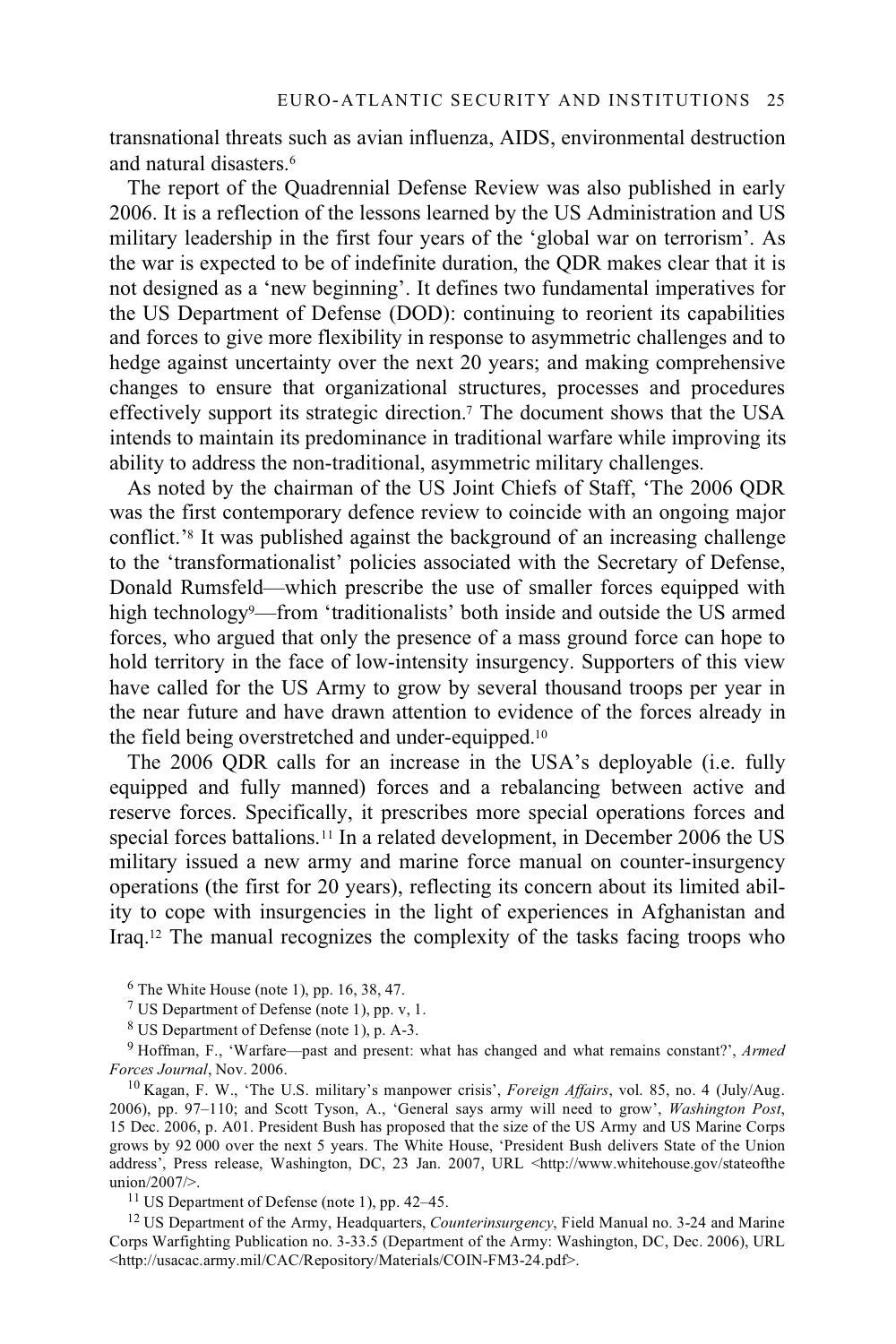transnational threats such as avian influenza, AIDS, environmental destruction and natural disasters.[6]

The report of the Quadrennial Defense Review was also published in early 2006. It is a reflection of the lessons learned by the US Administration and US military leadership in the first four years of the 'global war on terrorism'. As the war is expected to be of indefinite duration, the QDR makes clear that it is not designed as a 'new beginning'. It defines two fundamental imperatives for the US Department of Defense (DOD): continuing to reorient its capabilities and forces to give more flexibility in response to asymmetric challenges and to hedge against uncertainty over the next 20 years; and making comprehensive changes to ensure that organizational structures, processes and procedures effectively support its strategic direction.[7] The document shows that the USA intends to maintain its predominance in traditional warfare while improving its ability to address the non-traditional, asymmetric military challenges.

As noted by the chairman of the US Joint Chiefs of Staff, 'The 2006 QDR was the first contemporary defence review to coincide with an ongoing major conflict.'[8] It was published against the background of an increasing challenge to the 'transformationalist' policies associated with the Secretary of Defense, Donald Rumsfeld—which prescribe the use of smaller forces equipped with high technology[9]—from 'traditionalists' both inside and outside the US armed forces, who argued that only the presence of a mass ground force can hope to hold territory in the face of low-intensity insurgency. Supporters of this view have called for the US Army to grow by several thousand troops per year in the near future and have drawn attention to evidence of the forces already in the field being overstretched and under-equipped.[10]

The 2006 QDR calls for an increase in the USA's deployable (i.e. fully equipped and fully manned) forces and a rebalancing between active and reserve forces. Specifically, it prescribes more special operations forces and special forces battalions.[11] In a related development, in December 2006 the US military issued a new army and marine force manual on counter-insurgency operations (the first for 20 years), reflecting its concern about its limited ability to cope with insurgencies in the light of experiences in Afghanistan and Iraq.[12] The manual recognizes the complexity of the tasks facing troops who

[6] The White House (note 1), pp. 16, 38, 47.

[7] US Department of Defense (note 1), pp. v, 1.

[8] US Department of Defense (note 1), p. A-3.

[9] Hoffman, F., 'Warfare—past and present: what has changed and what remains constant?', *Armed Forces Journal*, Nov. 2006.

[10] Kagan, F. W., 'The U.S. military's manpower crisis', *Foreign Affairs*, vol. 85, no. 4 (July/Aug. 2006), pp. 97–110; and Scott Tyson, A., 'General says army will need to grow', *Washington Post*, 15 Dec. 2006, p. A01. President Bush has proposed that the size of the US Army and US Marine Corps grows by 92 000 over the next 5 years. The White House, 'President Bush delivers State of the Union address', Press release, Washington, DC, 23 Jan. 2007, URL <http://www.whitehouse.gov/stateoftheunion/2007/>.

[11] US Department of Defense (note 1), pp. 42–45.

[12] US Department of the Army, Headquarters, *Counterinsurgency*, Field Manual no. 3-24 and Marine Corps Warfighting Publication no. 3-33.5 (Department of the Army: Washington, DC, Dec. 2006), URL <http://usacac.army.mil/CAC/Repository/Materials/COIN-FM3-24.pdf>.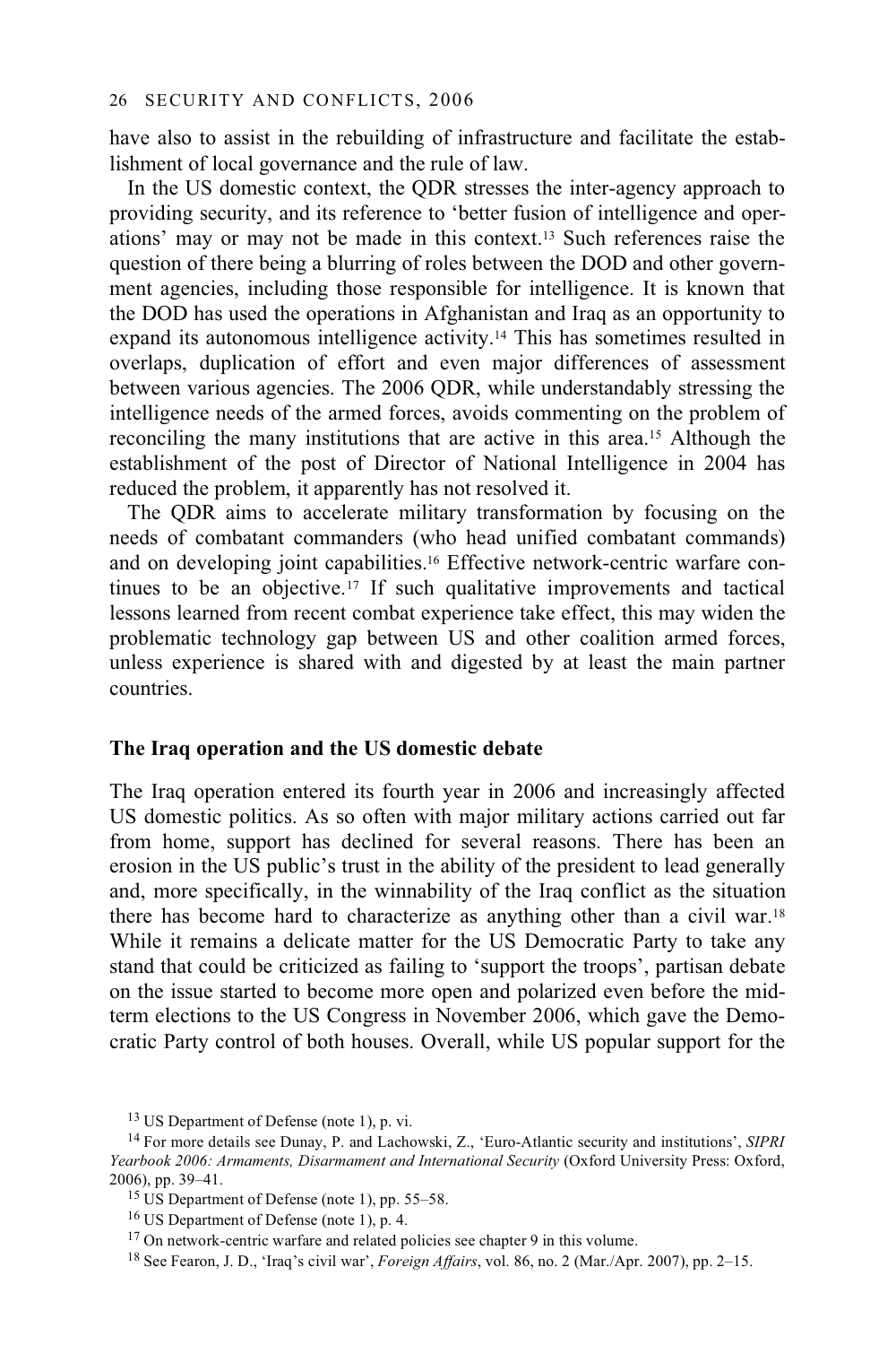have also to assist in the rebuilding of infrastructure and facilitate the establishment of local governance and the rule of law.

In the US domestic context, the QDR stresses the inter-agency approach to providing security, and its reference to 'better fusion of intelligence and operations' may or may not be made in this context.[13] Such references raise the question of there being a blurring of roles between the DOD and other government agencies, including those responsible for intelligence. It is known that the DOD has used the operations in Afghanistan and Iraq as an opportunity to expand its autonomous intelligence activity.[14] This has sometimes resulted in overlaps, duplication of effort and even major differences of assessment between various agencies. The 2006 QDR, while understandably stressing the intelligence needs of the armed forces, avoids commenting on the problem of reconciling the many institutions that are active in this area.[15] Although the establishment of the post of Director of National Intelligence in 2004 has reduced the problem, it apparently has not resolved it.

The QDR aims to accelerate military transformation by focusing on the needs of combatant commanders (who head unified combatant commands) and on developing joint capabilities.[16] Effective network-centric warfare continues to be an objective.[17] If such qualitative improvements and tactical lessons learned from recent combat experience take effect, this may widen the problematic technology gap between US and other coalition armed forces, unless experience is shared with and digested by at least the main partner countries.

## The Iraq operation and the US domestic debate

The Iraq operation entered its fourth year in 2006 and increasingly affected US domestic politics. As so often with major military actions carried out far from home, support has declined for several reasons. There has been an erosion in the US public's trust in the ability of the president to lead generally and, more specifically, in the winnability of the Iraq conflict as the situation there has become hard to characterize as anything other than a civil war.[18] While it remains a delicate matter for the US Democratic Party to take any stand that could be criticized as failing to 'support the troops', partisan debate on the issue started to become more open and polarized even before the mid-term elections to the US Congress in November 2006, which gave the Democratic Party control of both houses. Overall, while US popular support for the

[13] US Department of Defense (note 1), p. vi.

[14] For more details see Dunay, P. and Lachowski, Z., 'Euro-Atlantic security and institutions', *SIPRI Yearbook 2006: Armaments, Disarmament and International Security* (Oxford University Press: Oxford, 2006), pp. 39–41.

[15] US Department of Defense (note 1), pp. 55–58.

[16] US Department of Defense (note 1), p. 4.

[17] On network-centric warfare and related policies see chapter 9 in this volume.

[18] See Fearon, J. D., 'Iraq's civil war', *Foreign Affairs*, vol. 86, no. 2 (Mar./Apr. 2007), pp. 2–15.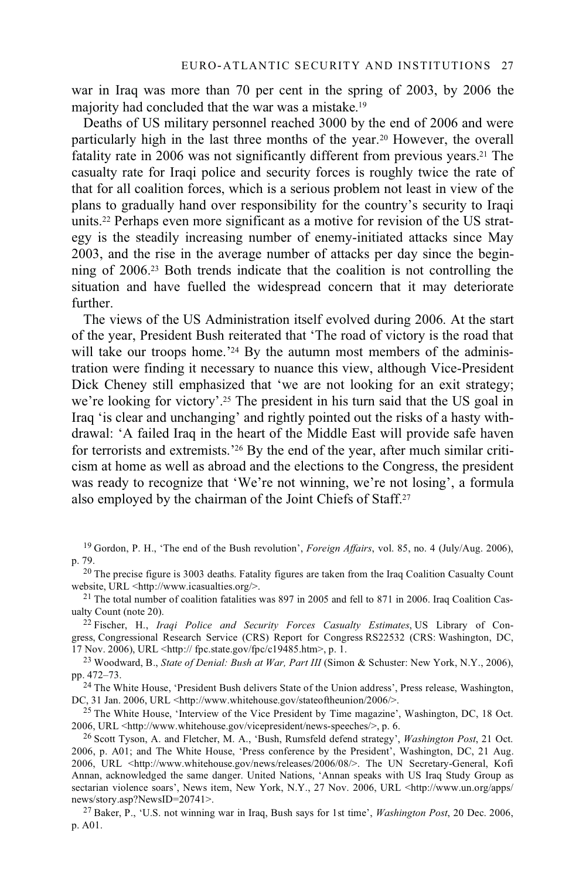war in Iraq was more than 70 per cent in the spring of 2003, by 2006 the majority had concluded that the war was a mistake.[19]

Deaths of US military personnel reached 3000 by the end of 2006 and were particularly high in the last three months of the year.[20] However, the overall fatality rate in 2006 was not significantly different from previous years.[21] The casualty rate for Iraqi police and security forces is roughly twice the rate of that for all coalition forces, which is a serious problem not least in view of the plans to gradually hand over responsibility for the country's security to Iraqi units.[22] Perhaps even more significant as a motive for revision of the US strategy is the steadily increasing number of enemy-initiated attacks since May 2003, and the rise in the average number of attacks per day since the beginning of 2006.[23] Both trends indicate that the coalition is not controlling the situation and have fuelled the widespread concern that it may deteriorate further.

The views of the US Administration itself evolved during 2006. At the start of the year, President Bush reiterated that 'The road of victory is the road that will take our troops home.'[24] By the autumn most members of the administration were finding it necessary to nuance this view, although Vice-President Dick Cheney still emphasized that 'we are not looking for an exit strategy; we're looking for victory'.[25] The president in his turn said that the US goal in Iraq 'is clear and unchanging' and rightly pointed out the risks of a hasty withdrawal: 'A failed Iraq in the heart of the Middle East will provide safe haven for terrorists and extremists.'[26] By the end of the year, after much similar criticism at home as well as abroad and the elections to the Congress, the president was ready to recognize that 'We're not winning, we're not losing', a formula also employed by the chairman of the Joint Chiefs of Staff.[27]

---

[19] Gordon, P. H., 'The end of the Bush revolution', *Foreign Affairs*, vol. 85, no. 4 (July/Aug. 2006), p. 79.

[20] The precise figure is 3003 deaths. Fatality figures are taken from the Iraq Coalition Casualty Count website, URL <http://www.icasualties.org/>.

[21] The total number of coalition fatalities was 897 in 2005 and fell to 871 in 2006. Iraq Coalition Casualty Count (note 20).

[22] Fischer, H., *Iraqi Police and Security Forces Casualty Estimates*, US Library of Congress, Congressional Research Service (CRS) Report for Congress RS22532 (CRS: Washington, DC, 17 Nov. 2006), URL <http:// fpc.state.gov/fpc/c19485.htm>, p. 1.

[23] Woodward, B., *State of Denial: Bush at War, Part III* (Simon & Schuster: New York, N.Y., 2006), pp. 472–73.

[24] The White House, 'President Bush delivers State of the Union address', Press release, Washington, DC, 31 Jan. 2006, URL <http://www.whitehouse.gov/stateoftheunion/2006/>.

[25] The White House, 'Interview of the Vice President by Time magazine', Washington, DC, 18 Oct. 2006, URL <http://www.whitehouse.gov/vicepresident/news-speeches/>, p. 6.

[26] Scott Tyson, A. and Fletcher, M. A., 'Bush, Rumsfeld defend strategy', *Washington Post*, 21 Oct. 2006, p. A01; and The White House, 'Press conference by the President', Washington, DC, 21 Aug. 2006, URL <http://www.whitehouse.gov/news/releases/2006/08/>. The UN Secretary-General, Kofi Annan, acknowledged the same danger. United Nations, 'Annan speaks with US Iraq Study Group as sectarian violence soars', News item, New York, N.Y., 27 Nov. 2006, URL <http://www.un.org/apps/news/story.asp?NewsID=20741>.

[27] Baker, P., 'U.S. not winning war in Iraq, Bush says for 1st time', *Washington Post*, 20 Dec. 2006, p. A01.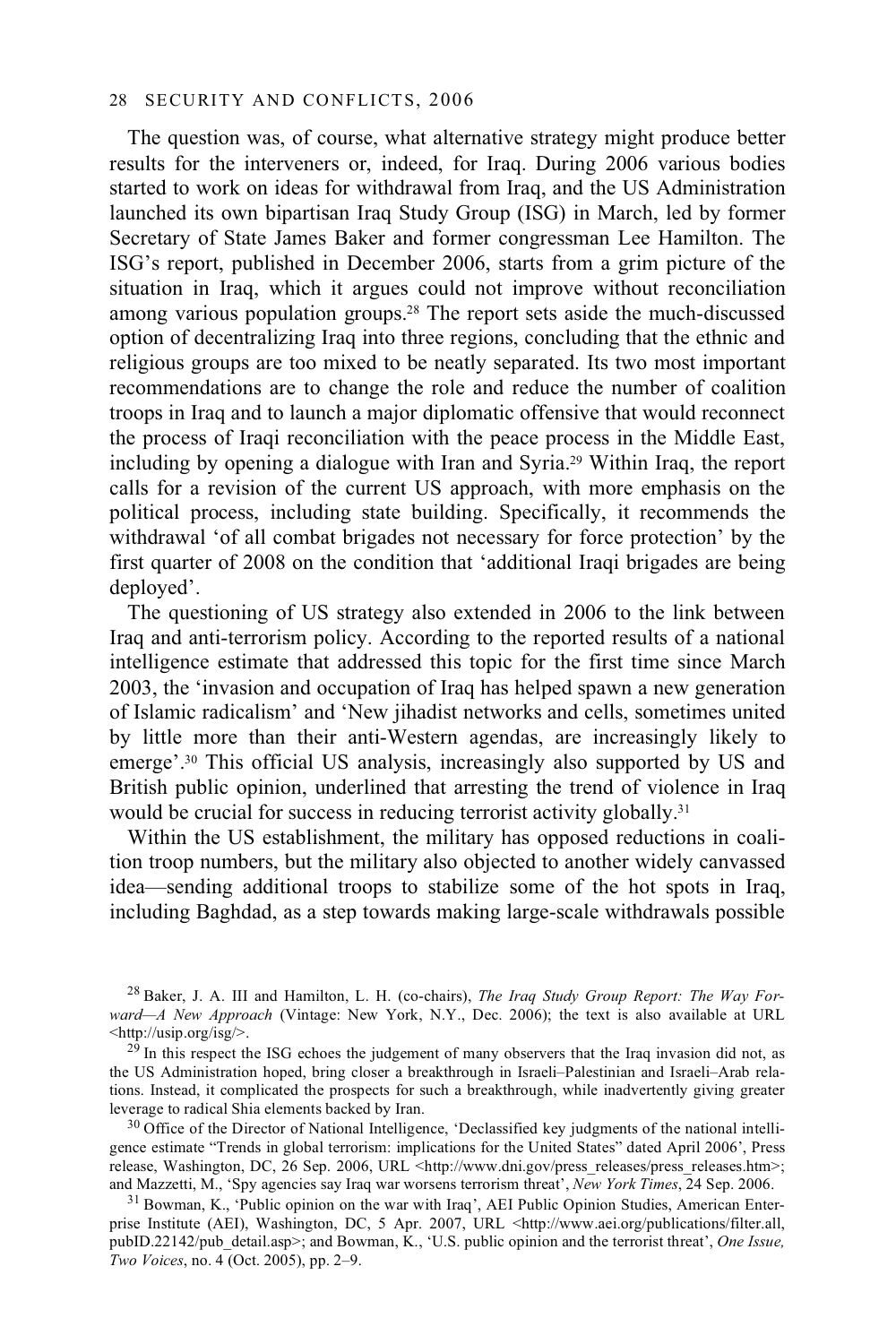The question was, of course, what alternative strategy might produce better results for the interveners or, indeed, for Iraq. During 2006 various bodies started to work on ideas for withdrawal from Iraq, and the US Administration launched its own bipartisan Iraq Study Group (ISG) in March, led by former Secretary of State James Baker and former congressman Lee Hamilton. The ISG's report, published in December 2006, starts from a grim picture of the situation in Iraq, which it argues could not improve without reconciliation among various population groups.[28] The report sets aside the much-discussed option of decentralizing Iraq into three regions, concluding that the ethnic and religious groups are too mixed to be neatly separated. Its two most important recommendations are to change the role and reduce the number of coalition troops in Iraq and to launch a major diplomatic offensive that would reconnect the process of Iraqi reconciliation with the peace process in the Middle East, including by opening a dialogue with Iran and Syria.[29] Within Iraq, the report calls for a revision of the current US approach, with more emphasis on the political process, including state building. Specifically, it recommends the withdrawal 'of all combat brigades not necessary for force protection' by the first quarter of 2008 on the condition that 'additional Iraqi brigades are being deployed'.

The questioning of US strategy also extended in 2006 to the link between Iraq and anti-terrorism policy. According to the reported results of a national intelligence estimate that addressed this topic for the first time since March 2003, the 'invasion and occupation of Iraq has helped spawn a new generation of Islamic radicalism' and 'New jihadist networks and cells, sometimes united by little more than their anti-Western agendas, are increasingly likely to emerge'.[30] This official US analysis, increasingly also supported by US and British public opinion, underlined that arresting the trend of violence in Iraq would be crucial for success in reducing terrorist activity globally.[31]

Within the US establishment, the military has opposed reductions in coalition troop numbers, but the military also objected to another widely canvassed idea—sending additional troops to stabilize some of the hot spots in Iraq, including Baghdad, as a step towards making large-scale withdrawals possible

[28] Baker, J. A. III and Hamilton, L. H. (co-chairs), *The Iraq Study Group Report: The Way Forward—A New Approach* (Vintage: New York, N.Y., Dec. 2006); the text is also available at URL <http://usip.org/isg/>.

[29] In this respect the ISG echoes the judgement of many observers that the Iraq invasion did not, as the US Administration hoped, bring closer a breakthrough in Israeli–Palestinian and Israeli–Arab relations. Instead, it complicated the prospects for such a breakthrough, while inadvertently giving greater leverage to radical Shia elements backed by Iran.

[30] Office of the Director of National Intelligence, 'Declassified key judgments of the national intelligence estimate "Trends in global terrorism: implications for the United States" dated April 2006', Press release, Washington, DC, 26 Sep. 2006, URL <http://www.dni.gov/press_releases/press_releases.htm>; and Mazzetti, M., 'Spy agencies say Iraq war worsens terrorism threat', *New York Times*, 24 Sep. 2006.

[31] Bowman, K., 'Public opinion on the war with Iraq', AEI Public Opinion Studies, American Enterprise Institute (AEI), Washington, DC, 5 Apr. 2007, URL <http://www.aei.org/publications/filter.all,pubID.22142/pub_detail.asp>; and Bowman, K., 'U.S. public opinion and the terrorist threat', *One Issue, Two Voices*, no. 4 (Oct. 2005), pp. 2–9.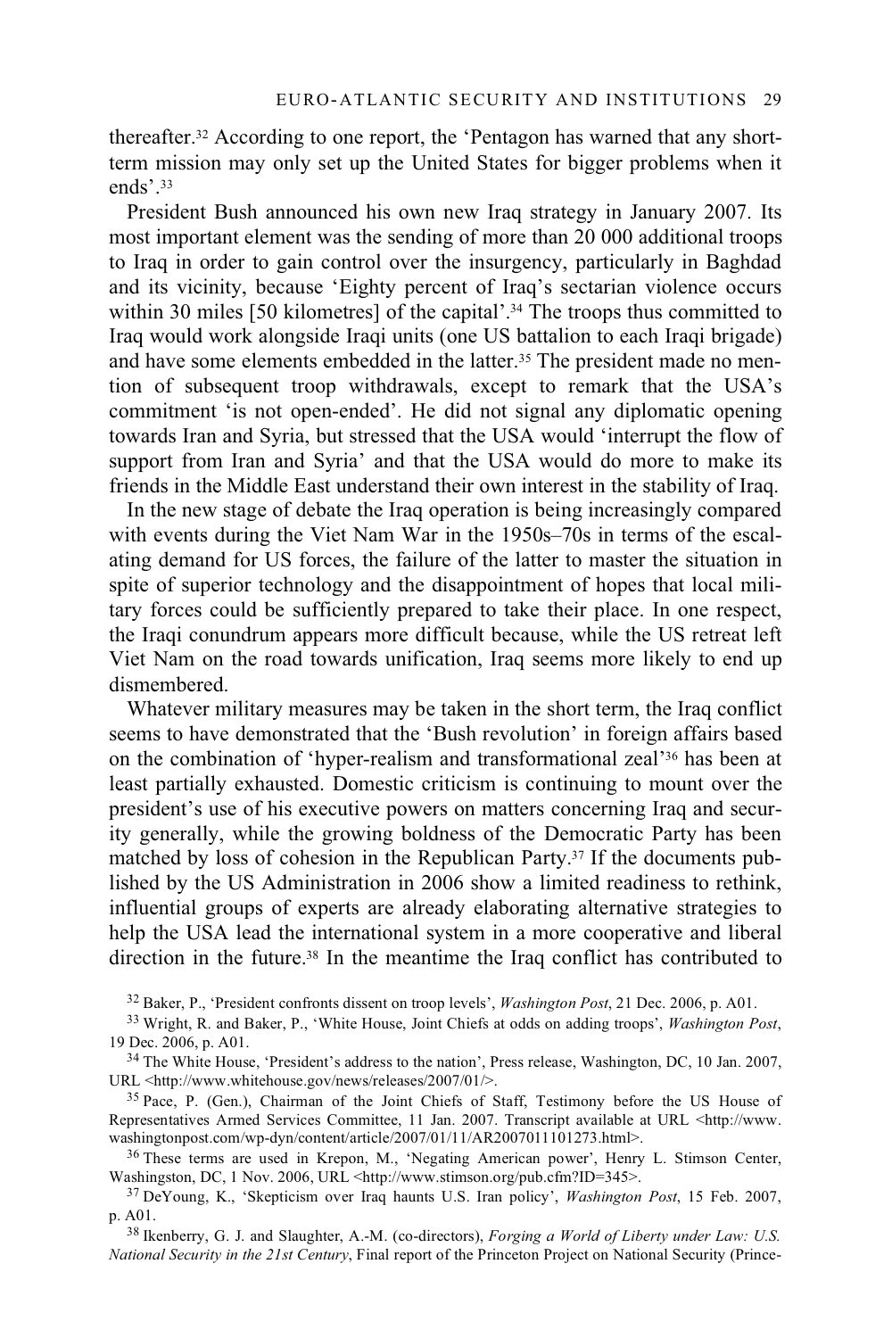thereafter.[32] According to one report, the 'Pentagon has warned that any short-term mission may only set up the United States for bigger problems when it ends'.[33]

President Bush announced his own new Iraq strategy in January 2007. Its most important element was the sending of more than 20 000 additional troops to Iraq in order to gain control over the insurgency, particularly in Baghdad and its vicinity, because 'Eighty percent of Iraq's sectarian violence occurs within 30 miles [50 kilometres] of the capital'.[34] The troops thus committed to Iraq would work alongside Iraqi units (one US battalion to each Iraqi brigade) and have some elements embedded in the latter.[35] The president made no mention of subsequent troop withdrawals, except to remark that the USA's commitment 'is not open-ended'. He did not signal any diplomatic opening towards Iran and Syria, but stressed that the USA would 'interrupt the flow of support from Iran and Syria' and that the USA would do more to make its friends in the Middle East understand their own interest in the stability of Iraq.

In the new stage of debate the Iraq operation is being increasingly compared with events during the Viet Nam War in the 1950s–70s in terms of the escalating demand for US forces, the failure of the latter to master the situation in spite of superior technology and the disappointment of hopes that local military forces could be sufficiently prepared to take their place. In one respect, the Iraqi conundrum appears more difficult because, while the US retreat left Viet Nam on the road towards unification, Iraq seems more likely to end up dismembered.

Whatever military measures may be taken in the short term, the Iraq conflict seems to have demonstrated that the 'Bush revolution' in foreign affairs based on the combination of 'hyper-realism and transformational zeal'[36] has been at least partially exhausted. Domestic criticism is continuing to mount over the president's use of his executive powers on matters concerning Iraq and security generally, while the growing boldness of the Democratic Party has been matched by loss of cohesion in the Republican Party.[37] If the documents published by the US Administration in 2006 show a limited readiness to rethink, influential groups of experts are already elaborating alternative strategies to help the USA lead the international system in a more cooperative and liberal direction in the future.[38] In the meantime the Iraq conflict has contributed to

[32] Baker, P., 'President confronts dissent on troop levels', *Washington Post*, 21 Dec. 2006, p. A01.

[33] Wright, R. and Baker, P., 'White House, Joint Chiefs at odds on adding troops', *Washington Post*, 19 Dec. 2006, p. A01.

[34] The White House, 'President's address to the nation', Press release, Washington, DC, 10 Jan. 2007, URL <http://www.whitehouse.gov/news/releases/2007/01/>.

[35] Pace, P. (Gen.), Chairman of the Joint Chiefs of Staff, Testimony before the US House of Representatives Armed Services Committee, 11 Jan. 2007. Transcript available at URL <http://www.washingtonpost.com/wp-dyn/content/article/2007/01/11/AR2007011101273.html>.

[36] These terms are used in Krepon, M., 'Negating American power', Henry L. Stimson Center, Washington, DC, 1 Nov. 2006, URL <http://www.stimson.org/pub.cfm?ID=345>.

[37] DeYoung, K., 'Skepticism over Iraq haunts U.S. Iran policy', *Washington Post*, 15 Feb. 2007, p. A01.

[38] Ikenberry, G. J. and Slaughter, A.-M. (co-directors), *Forging a World of Liberty under Law: U.S. National Security in the 21st Century*, Final report of the Princeton Project on National Security (Prince-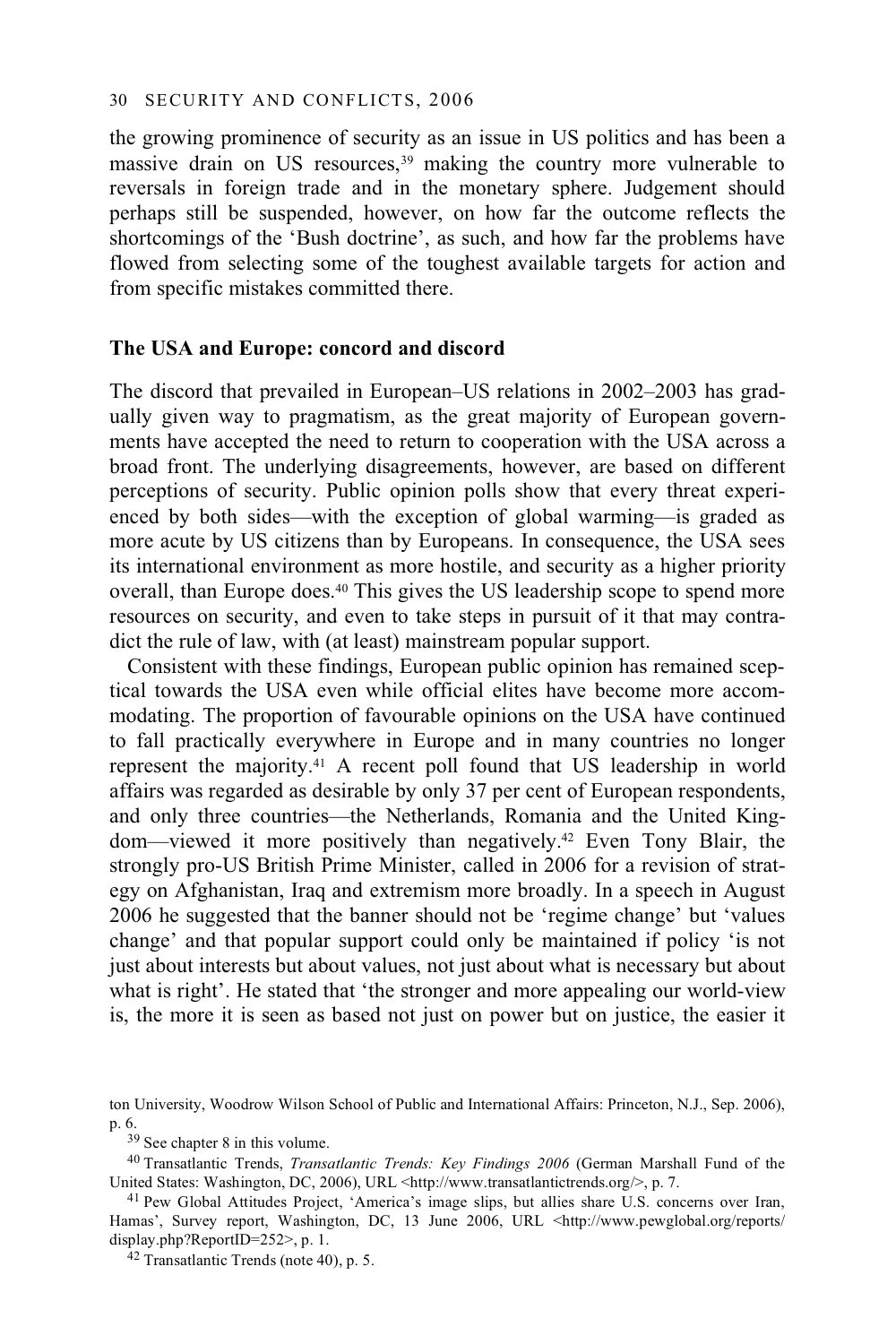the growing prominence of security as an issue in US politics and has been a massive drain on US resources,[39] making the country more vulnerable to reversals in foreign trade and in the monetary sphere. Judgement should perhaps still be suspended, however, on how far the outcome reflects the shortcomings of the 'Bush doctrine', as such, and how far the problems have flowed from selecting some of the toughest available targets for action and from specific mistakes committed there.

### The USA and Europe: concord and discord

The discord that prevailed in European–US relations in 2002–2003 has gradually given way to pragmatism, as the great majority of European governments have accepted the need to return to cooperation with the USA across a broad front. The underlying disagreements, however, are based on different perceptions of security. Public opinion polls show that every threat experienced by both sides—with the exception of global warming—is graded as more acute by US citizens than by Europeans. In consequence, the USA sees its international environment as more hostile, and security as a higher priority overall, than Europe does.[40] This gives the US leadership scope to spend more resources on security, and even to take steps in pursuit of it that may contradict the rule of law, with (at least) mainstream popular support.

Consistent with these findings, European public opinion has remained sceptical towards the USA even while official elites have become more accommodating. The proportion of favourable opinions on the USA have continued to fall practically everywhere in Europe and in many countries no longer represent the majority.[41] A recent poll found that US leadership in world affairs was regarded as desirable by only 37 per cent of European respondents, and only three countries—the Netherlands, Romania and the United Kingdom—viewed it more positively than negatively.[42] Even Tony Blair, the strongly pro-US British Prime Minister, called in 2006 for a revision of strategy on Afghanistan, Iraq and extremism more broadly. In a speech in August 2006 he suggested that the banner should not be 'regime change' but 'values change' and that popular support could only be maintained if policy 'is not just about interests but about values, not just about what is necessary but about what is right'. He stated that 'the stronger and more appealing our world-view is, the more it is seen as based not just on power but on justice, the easier it

ton University, Woodrow Wilson School of Public and International Affairs: Princeton, N.J., Sep. 2006), p. 6.

[39] See chapter 8 in this volume.

[40] Transatlantic Trends, *Transatlantic Trends: Key Findings 2006* (German Marshall Fund of the United States: Washington, DC, 2006), URL <http://www.transatlantictrends.org/>, p. 7.

[41] Pew Global Attitudes Project, 'America's image slips, but allies share U.S. concerns over Iran, Hamas', Survey report, Washington, DC, 13 June 2006, URL <http://www.pewglobal.org/reports/display.php?ReportID=252>, p. 1.

[42] Transatlantic Trends (note 40), p. 5.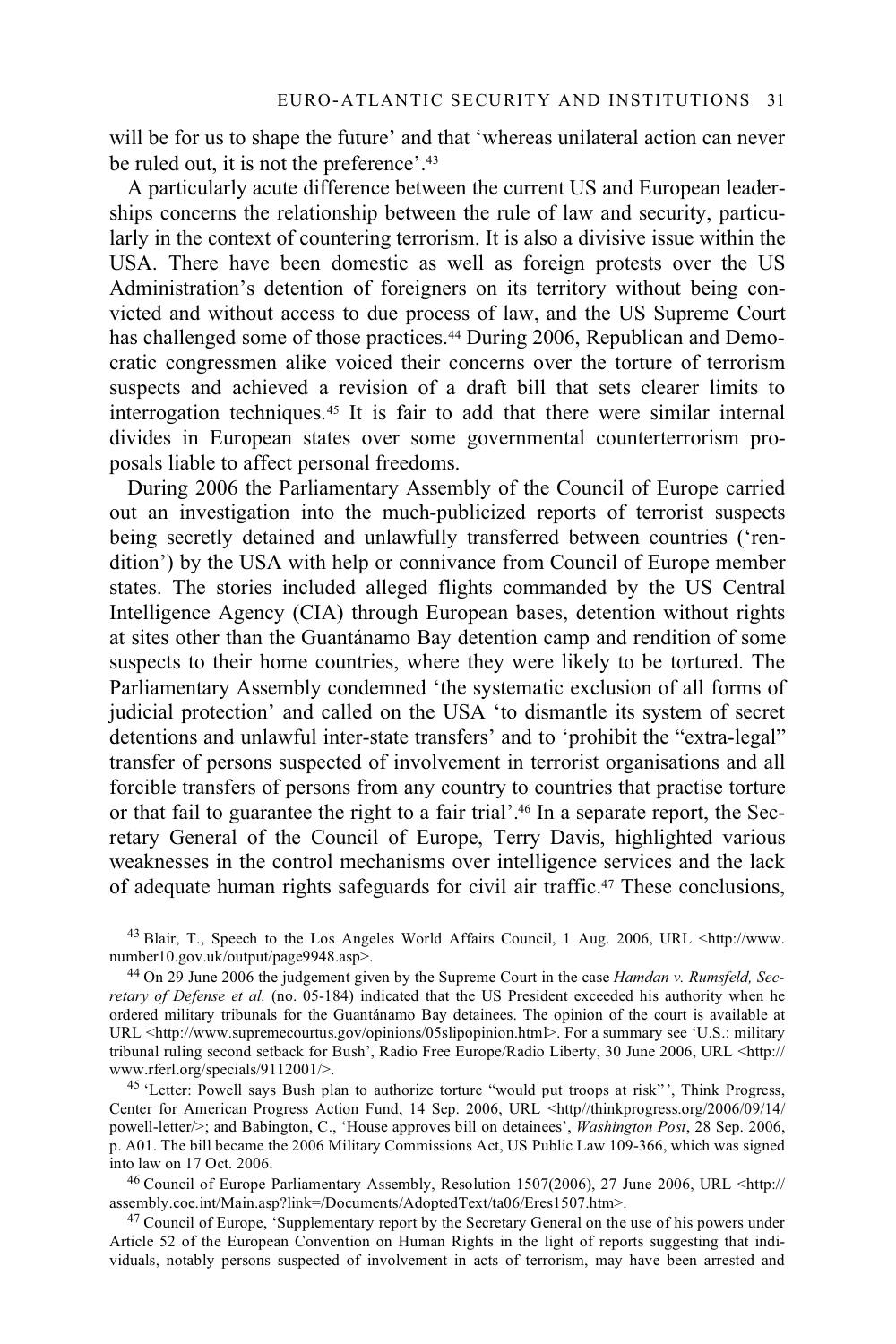will be for us to shape the future' and that 'whereas unilateral action can never be ruled out, it is not the preference'.[43]

A particularly acute difference between the current US and European leaderships concerns the relationship between the rule of law and security, particularly in the context of countering terrorism. It is also a divisive issue within the USA. There have been domestic as well as foreign protests over the US Administration's detention of foreigners on its territory without being convicted and without access to due process of law, and the US Supreme Court has challenged some of those practices.[44] During 2006, Republican and Democratic congressmen alike voiced their concerns over the torture of terrorism suspects and achieved a revision of a draft bill that sets clearer limits to interrogation techniques.[45] It is fair to add that there were similar internal divides in European states over some governmental counterterrorism proposals liable to affect personal freedoms.

During 2006 the Parliamentary Assembly of the Council of Europe carried out an investigation into the much-publicized reports of terrorist suspects being secretly detained and unlawfully transferred between countries ('rendition') by the USA with help or connivance from Council of Europe member states. The stories included alleged flights commanded by the US Central Intelligence Agency (CIA) through European bases, detention without rights at sites other than the Guantánamo Bay detention camp and rendition of some suspects to their home countries, where they were likely to be tortured. The Parliamentary Assembly condemned 'the systematic exclusion of all forms of judicial protection' and called on the USA 'to dismantle its system of secret detentions and unlawful inter-state transfers' and to 'prohibit the "extra-legal" transfer of persons suspected of involvement in terrorist organisations and all forcible transfers of persons from any country to countries that practise torture or that fail to guarantee the right to a fair trial'.[46] In a separate report, the Secretary General of the Council of Europe, Terry Davis, highlighted various weaknesses in the control mechanisms over intelligence services and the lack of adequate human rights safeguards for civil air traffic.[47] These conclusions,

[43] Blair, T., Speech to the Los Angeles World Affairs Council, 1 Aug. 2006, URL <http://www.number10.gov.uk/output/page9948.asp>.

[44] On 29 June 2006 the judgement given by the Supreme Court in the case *Hamdan v. Rumsfeld, Secretary of Defense et al.* (no. 05-184) indicated that the US President exceeded his authority when he ordered military tribunals for the Guantánamo Bay detainees. The opinion of the court is available at URL <http://www.supremecourtus.gov/opinions/05slipopinion.html>. For a summary see 'U.S.: military tribunal ruling second setback for Bush', Radio Free Europe/Radio Liberty, 30 June 2006, URL <http://www.rferl.org/specials/9112001/>.

[45] 'Letter: Powell says Bush plan to authorize torture "would put troops at risk"', Think Progress, Center for American Progress Action Fund, 14 Sep. 2006, URL <http//thinkprogress.org/2006/09/14/powell-letter/>; and Babington, C., 'House approves bill on detainees', *Washington Post*, 28 Sep. 2006, p. A01. The bill became the 2006 Military Commissions Act, US Public Law 109-366, which was signed into law on 17 Oct. 2006.

[46] Council of Europe Parliamentary Assembly, Resolution 1507(2006), 27 June 2006, URL <http://assembly.coe.int/Main.asp?link=/Documents/AdoptedText/ta06/Eres1507.htm>.

[47] Council of Europe, 'Supplementary report by the Secretary General on the use of his powers under Article 52 of the European Convention on Human Rights in the light of reports suggesting that individuals, notably persons suspected of involvement in acts of terrorism, may have been arrested and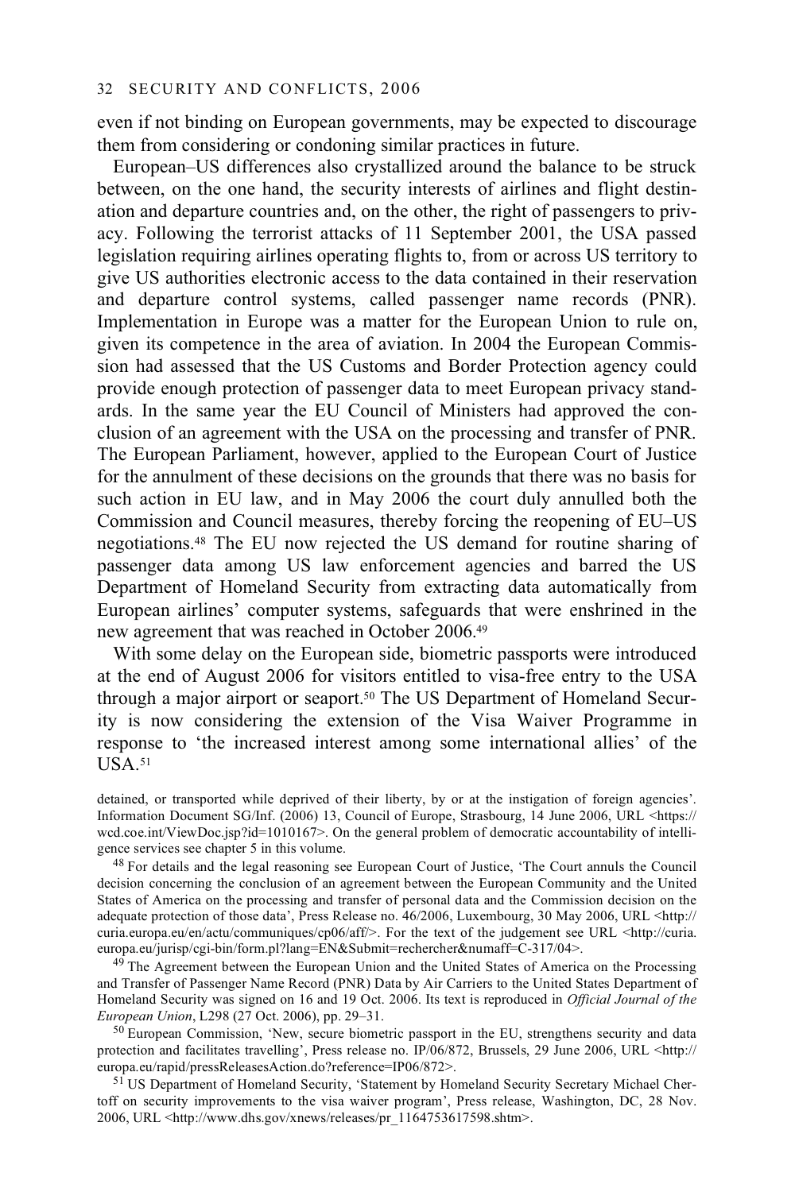even if not binding on European governments, may be expected to discourage them from considering or condoning similar practices in future.

European–US differences also crystallized around the balance to be struck between, on the one hand, the security interests of airlines and flight destination and departure countries and, on the other, the right of passengers to privacy. Following the terrorist attacks of 11 September 2001, the USA passed legislation requiring airlines operating flights to, from or across US territory to give US authorities electronic access to the data contained in their reservation and departure control systems, called passenger name records (PNR). Implementation in Europe was a matter for the European Union to rule on, given its competence in the area of aviation. In 2004 the European Commission had assessed that the US Customs and Border Protection agency could provide enough protection of passenger data to meet European privacy standards. In the same year the EU Council of Ministers had approved the conclusion of an agreement with the USA on the processing and transfer of PNR. The European Parliament, however, applied to the European Court of Justice for the annulment of these decisions on the grounds that there was no basis for such action in EU law, and in May 2006 the court duly annulled both the Commission and Council measures, thereby forcing the reopening of EU–US negotiations.[48] The EU now rejected the US demand for routine sharing of passenger data among US law enforcement agencies and barred the US Department of Homeland Security from extracting data automatically from European airlines' computer systems, safeguards that were enshrined in the new agreement that was reached in October 2006.[49]

With some delay on the European side, biometric passports were introduced at the end of August 2006 for visitors entitled to visa-free entry to the USA through a major airport or seaport.[50] The US Department of Homeland Security is now considering the extension of the Visa Waiver Programme in response to 'the increased interest among some international allies' of the USA.[51]

detained, or transported while deprived of their liberty, by or at the instigation of foreign agencies'. Information Document SG/Inf. (2006) 13, Council of Europe, Strasbourg, 14 June 2006, URL <https://wcd.coe.int/ViewDoc.jsp?id=1010167>. On the general problem of democratic accountability of intelligence services see chapter 5 in this volume.

[48] For details and the legal reasoning see European Court of Justice, 'The Court annuls the Council decision concerning the conclusion of an agreement between the European Community and the United States of America on the processing and transfer of personal data and the Commission decision on the adequate protection of those data', Press Release no. 46/2006, Luxembourg, 30 May 2006, URL <http://curia.europa.eu/en/actu/communiques/cp06/aff/>. For the text of the judgement see URL <http://curia.europa.eu/jurisp/cgi-bin/form.pl?lang=EN&Submit=rechercher&numaff=C-317/04>.

[49] The Agreement between the European Union and the United States of America on the Processing and Transfer of Passenger Name Record (PNR) Data by Air Carriers to the United States Department of Homeland Security was signed on 16 and 19 Oct. 2006. Its text is reproduced in *Official Journal of the European Union*, L298 (27 Oct. 2006), pp. 29–31.

[50] European Commission, 'New, secure biometric passport in the EU, strengthens security and data protection and facilitates travelling', Press release no. IP/06/872, Brussels, 29 June 2006, URL <http://europa.eu/rapid/pressReleasesAction.do?reference=IP06/872>.

[51] US Department of Homeland Security, 'Statement by Homeland Security Secretary Michael Chertoff on security improvements to the visa waiver program', Press release, Washington, DC, 28 Nov. 2006, URL <http://www.dhs.gov/xnews/releases/pr_1164753617598.shtm>.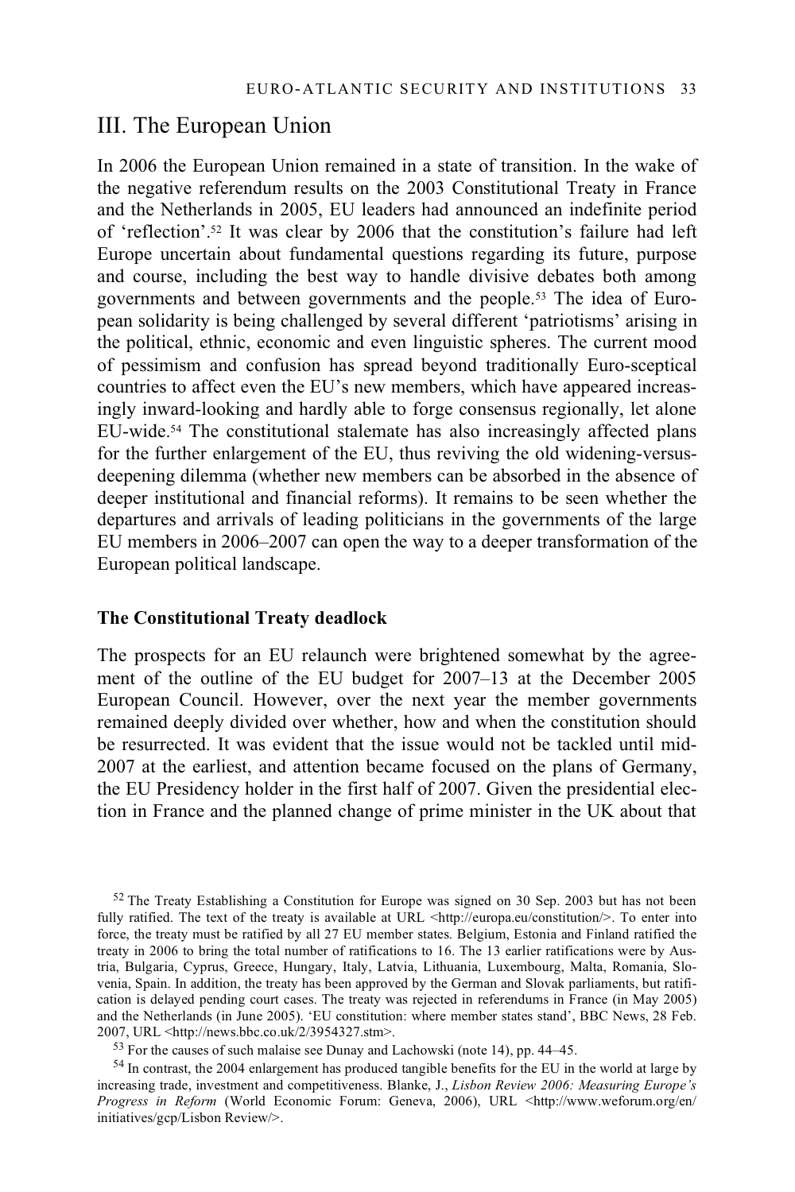## III. The European Union

In 2006 the European Union remained in a state of transition. In the wake of the negative referendum results on the 2003 Constitutional Treaty in France and the Netherlands in 2005, EU leaders had announced an indefinite period of 'reflection'.[52] It was clear by 2006 that the constitution's failure had left Europe uncertain about fundamental questions regarding its future, purpose and course, including the best way to handle divisive debates both among governments and between governments and the people.[53] The idea of European solidarity is being challenged by several different 'patriotisms' arising in the political, ethnic, economic and even linguistic spheres. The current mood of pessimism and confusion has spread beyond traditionally Euro-sceptical countries to affect even the EU's new members, which have appeared increasingly inward-looking and hardly able to forge consensus regionally, let alone EU-wide.[54] The constitutional stalemate has also increasingly affected plans for the further enlargement of the EU, thus reviving the old widening-versus-deepening dilemma (whether new members can be absorbed in the absence of deeper institutional and financial reforms). It remains to be seen whether the departures and arrivals of leading politicians in the governments of the large EU members in 2006–2007 can open the way to a deeper transformation of the European political landscape.

### The Constitutional Treaty deadlock

The prospects for an EU relaunch were brightened somewhat by the agreement of the outline of the EU budget for 2007–13 at the December 2005 European Council. However, over the next year the member governments remained deeply divided over whether, how and when the constitution should be resurrected. It was evident that the issue would not be tackled until mid-2007 at the earliest, and attention became focused on the plans of Germany, the EU Presidency holder in the first half of 2007. Given the presidential election in France and the planned change of prime minister in the UK about that

---

[52] The Treaty Establishing a Constitution for Europe was signed on 30 Sep. 2003 but has not been fully ratified. The text of the treaty is available at URL <http://europa.eu/constitution/>. To enter into force, the treaty must be ratified by all 27 EU member states. Belgium, Estonia and Finland ratified the treaty in 2006 to bring the total number of ratifications to 16. The 13 earlier ratifications were by Austria, Bulgaria, Cyprus, Greece, Hungary, Italy, Latvia, Lithuania, Luxembourg, Malta, Romania, Slovenia, Spain. In addition, the treaty has been approved by the German and Slovak parliaments, but ratification is delayed pending court cases. The treaty was rejected in referendums in France (in May 2005) and the Netherlands (in June 2005). 'EU constitution: where member states stand', BBC News, 28 Feb. 2007, URL <http://news.bbc.co.uk/2/3954327.stm>.

[53] For the causes of such malaise see Dunay and Lachowski (note 14), pp. 44–45.

[54] In contrast, the 2004 enlargement has produced tangible benefits for the EU in the world at large by increasing trade, investment and competitiveness. Blanke, J., *Lisbon Review 2006: Measuring Europe's Progress in Reform* (World Economic Forum: Geneva, 2006), URL <http://www.weforum.org/en/initiatives/gcp/Lisbon Review/>.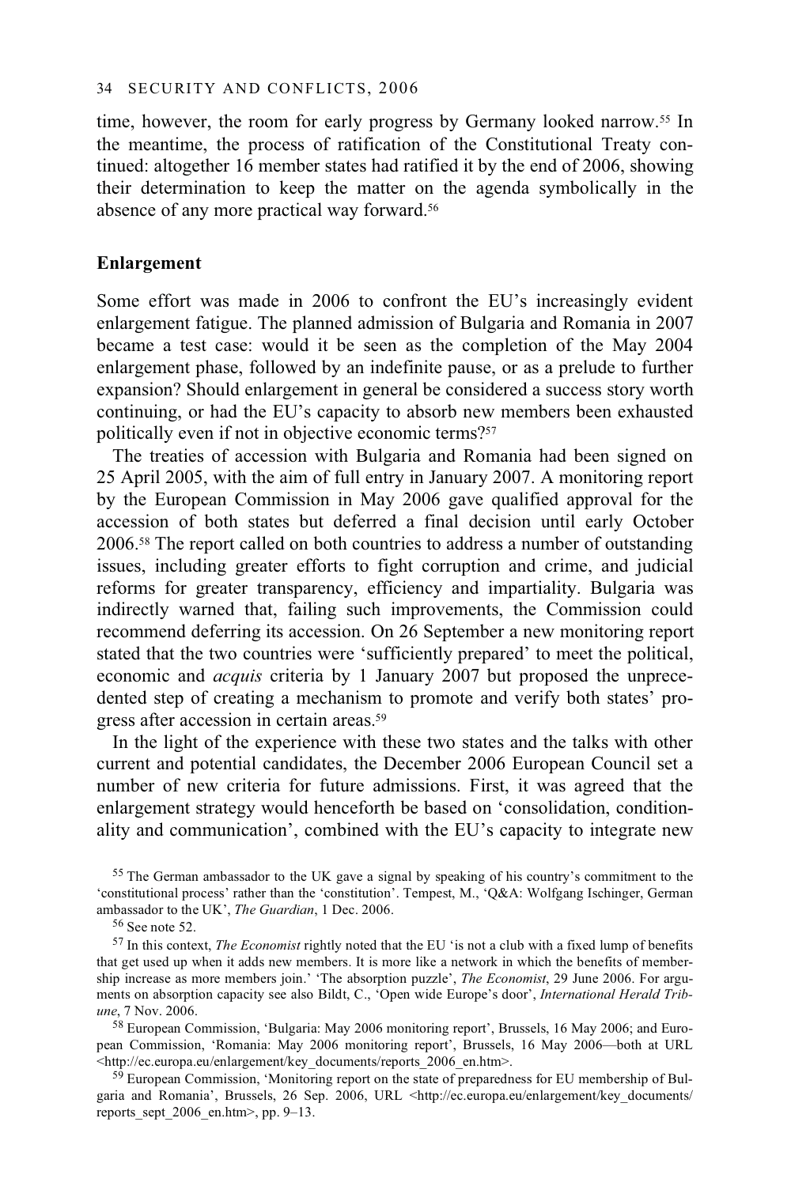time, however, the room for early progress by Germany looked narrow.[55] In the meantime, the process of ratification of the Constitutional Treaty continued: altogether 16 member states had ratified it by the end of 2006, showing their determination to keep the matter on the agenda symbolically in the absence of any more practical way forward.[56]

## Enlargement

Some effort was made in 2006 to confront the EU's increasingly evident enlargement fatigue. The planned admission of Bulgaria and Romania in 2007 became a test case: would it be seen as the completion of the May 2004 enlargement phase, followed by an indefinite pause, or as a prelude to further expansion? Should enlargement in general be considered a success story worth continuing, or had the EU's capacity to absorb new members been exhausted politically even if not in objective economic terms?[57]

The treaties of accession with Bulgaria and Romania had been signed on 25 April 2005, with the aim of full entry in January 2007. A monitoring report by the European Commission in May 2006 gave qualified approval for the accession of both states but deferred a final decision until early October 2006.[58] The report called on both countries to address a number of outstanding issues, including greater efforts to fight corruption and crime, and judicial reforms for greater transparency, efficiency and impartiality. Bulgaria was indirectly warned that, failing such improvements, the Commission could recommend deferring its accession. On 26 September a new monitoring report stated that the two countries were 'sufficiently prepared' to meet the political, economic and *acquis* criteria by 1 January 2007 but proposed the unprecedented step of creating a mechanism to promote and verify both states' progress after accession in certain areas.[59]

In the light of the experience with these two states and the talks with other current and potential candidates, the December 2006 European Council set a number of new criteria for future admissions. First, it was agreed that the enlargement strategy would henceforth be based on 'consolidation, conditionality and communication', combined with the EU's capacity to integrate new

---

[55] The German ambassador to the UK gave a signal by speaking of his country's commitment to the 'constitutional process' rather than the 'constitution'. Tempest, M., 'Q&A: Wolfgang Ischinger, German ambassador to the UK', *The Guardian*, 1 Dec. 2006.

[56] See note 52.

[57] In this context, *The Economist* rightly noted that the EU 'is not a club with a fixed lump of benefits that get used up when it adds new members. It is more like a network in which the benefits of membership increase as more members join.' 'The absorption puzzle', *The Economist*, 29 June 2006. For arguments on absorption capacity see also Bildt, C., 'Open wide Europe's door', *International Herald Tribune*, 7 Nov. 2006.

[58] European Commission, 'Bulgaria: May 2006 monitoring report', Brussels, 16 May 2006; and European Commission, 'Romania: May 2006 monitoring report', Brussels, 16 May 2006—both at URL <http://ec.europa.eu/enlargement/key_documents/reports_2006_en.htm>.

[59] European Commission, 'Monitoring report on the state of preparedness for EU membership of Bulgaria and Romania', Brussels, 26 Sep. 2006, URL <http://ec.europa.eu/enlargement/key_documents/reports_sept_2006_en.htm>, pp. 9–13.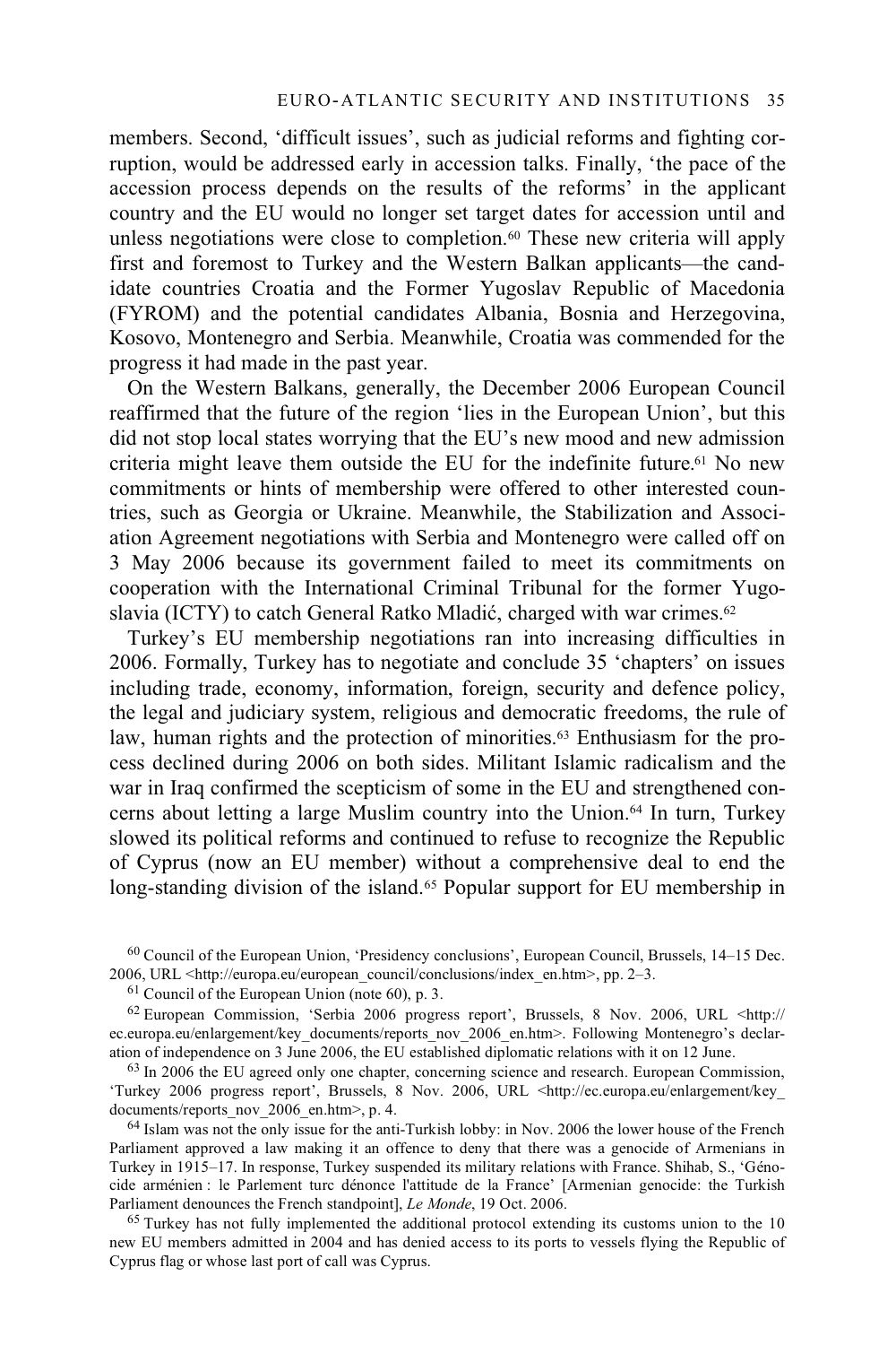members. Second, 'difficult issues', such as judicial reforms and fighting corruption, would be addressed early in accession talks. Finally, 'the pace of the accession process depends on the results of the reforms' in the applicant country and the EU would no longer set target dates for accession until and unless negotiations were close to completion.[60] These new criteria will apply first and foremost to Turkey and the Western Balkan applicants—the candidate countries Croatia and the Former Yugoslav Republic of Macedonia (FYROM) and the potential candidates Albania, Bosnia and Herzegovina, Kosovo, Montenegro and Serbia. Meanwhile, Croatia was commended for the progress it had made in the past year.

On the Western Balkans, generally, the December 2006 European Council reaffirmed that the future of the region 'lies in the European Union', but this did not stop local states worrying that the EU's new mood and new admission criteria might leave them outside the EU for the indefinite future.[61] No new commitments or hints of membership were offered to other interested countries, such as Georgia or Ukraine. Meanwhile, the Stabilization and Association Agreement negotiations with Serbia and Montenegro were called off on 3 May 2006 because its government failed to meet its commitments on cooperation with the International Criminal Tribunal for the former Yugoslavia (ICTY) to catch General Ratko Mladić, charged with war crimes.[62]

Turkey's EU membership negotiations ran into increasing difficulties in 2006. Formally, Turkey has to negotiate and conclude 35 'chapters' on issues including trade, economy, information, foreign, security and defence policy, the legal and judiciary system, religious and democratic freedoms, the rule of law, human rights and the protection of minorities.[63] Enthusiasm for the process declined during 2006 on both sides. Militant Islamic radicalism and the war in Iraq confirmed the scepticism of some in the EU and strengthened concerns about letting a large Muslim country into the Union.[64] In turn, Turkey slowed its political reforms and continued to refuse to recognize the Republic of Cyprus (now an EU member) without a comprehensive deal to end the long-standing division of the island.[65] Popular support for EU membership in

---

[60] Council of the European Union, 'Presidency conclusions', European Council, Brussels, 14–15 Dec. 2006, URL <http://europa.eu/european_council/conclusions/index_en.htm>, pp. 2–3.

[61] Council of the European Union (note 60), p. 3.

[62] European Commission, 'Serbia 2006 progress report', Brussels, 8 Nov. 2006, URL <http://ec.europa.eu/enlargement/key_documents/reports_nov_2006_en.htm>. Following Montenegro's declaration of independence on 3 June 2006, the EU established diplomatic relations with it on 12 June.

[63] In 2006 the EU agreed only one chapter, concerning science and research. European Commission, 'Turkey 2006 progress report', Brussels, 8 Nov. 2006, URL <http://ec.europa.eu/enlargement/key_documents/reports_nov_2006_en.htm>, p. 4.

[64] Islam was not the only issue for the anti-Turkish lobby: in Nov. 2006 the lower house of the French Parliament approved a law making it an offence to deny that there was a genocide of Armenians in Turkey in 1915–17. In response, Turkey suspended its military relations with France. Shihab, S., 'Génocide arménien : le Parlement turc dénonce l'attitude de la France' [Armenian genocide: the Turkish Parliament denounces the French standpoint], *Le Monde*, 19 Oct. 2006.

[65] Turkey has not fully implemented the additional protocol extending its customs union to the 10 new EU members admitted in 2004 and has denied access to its ports to vessels flying the Republic of Cyprus flag or whose last port of call was Cyprus.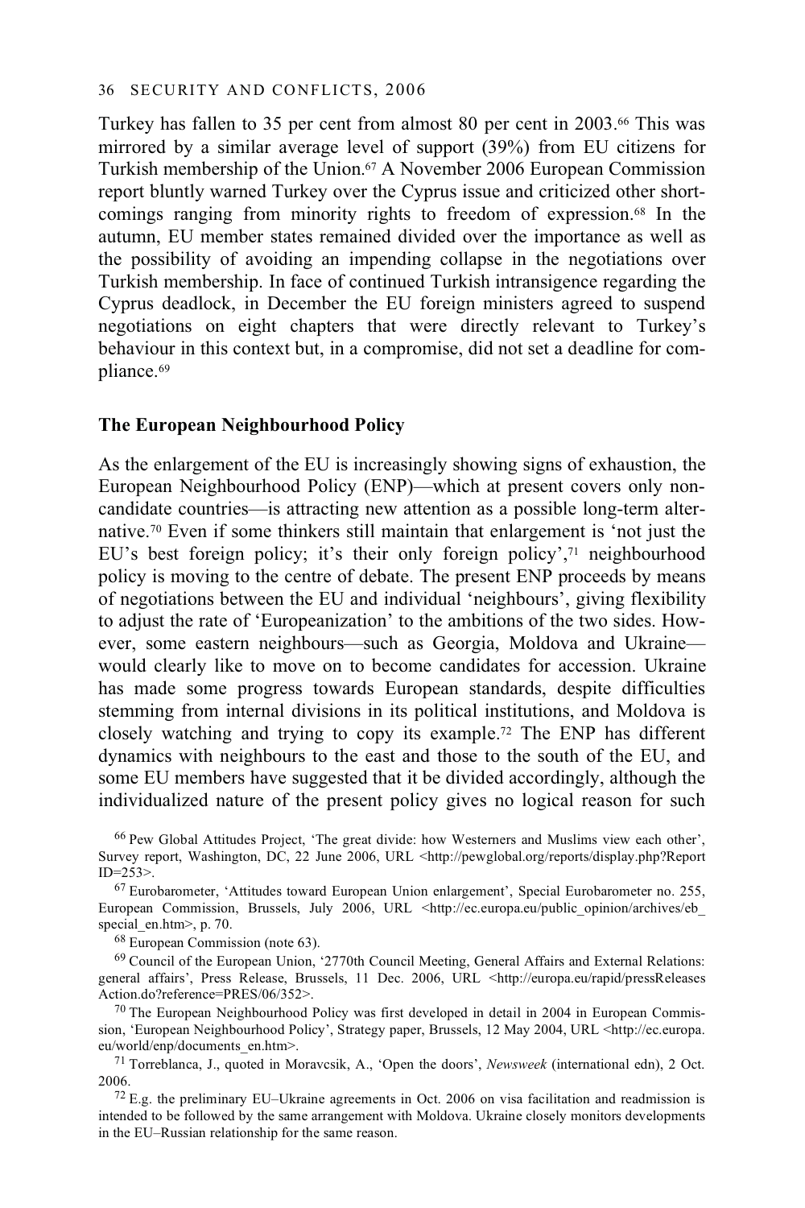Turkey has fallen to 35 per cent from almost 80 per cent in 2003.[66] This was mirrored by a similar average level of support (39%) from EU citizens for Turkish membership of the Union.[67] A November 2006 European Commission report bluntly warned Turkey over the Cyprus issue and criticized other shortcomings ranging from minority rights to freedom of expression.[68] In the autumn, EU member states remained divided over the importance as well as the possibility of avoiding an impending collapse in the negotiations over Turkish membership. In face of continued Turkish intransigence regarding the Cyprus deadlock, in December the EU foreign ministers agreed to suspend negotiations on eight chapters that were directly relevant to Turkey's behaviour in this context but, in a compromise, did not set a deadline for compliance.[69]

### The European Neighbourhood Policy

As the enlargement of the EU is increasingly showing signs of exhaustion, the European Neighbourhood Policy (ENP)—which at present covers only non-candidate countries—is attracting new attention as a possible long-term alternative.[70] Even if some thinkers still maintain that enlargement is 'not just the EU's best foreign policy; it's their only foreign policy',[71] neighbourhood policy is moving to the centre of debate. The present ENP proceeds by means of negotiations between the EU and individual 'neighbours', giving flexibility to adjust the rate of 'Europeanization' to the ambitions of the two sides. However, some eastern neighbours—such as Georgia, Moldova and Ukraine—would clearly like to move on to become candidates for accession. Ukraine has made some progress towards European standards, despite difficulties stemming from internal divisions in its political institutions, and Moldova is closely watching and trying to copy its example.[72] The ENP has different dynamics with neighbours to the east and those to the south of the EU, and some EU members have suggested that it be divided accordingly, although the individualized nature of the present policy gives no logical reason for such

[66] Pew Global Attitudes Project, 'The great divide: how Westerners and Muslims view each other', Survey report, Washington, DC, 22 June 2006, URL <http://pewglobal.org/reports/display.php?ReportID=253>.

[67] Eurobarometer, 'Attitudes toward European Union enlargement', Special Eurobarometer no. 255, European Commission, Brussels, July 2006, URL <http://ec.europa.eu/public_opinion/archives/eb_special_en.htm>, p. 70.

[68] European Commission (note 63).

[69] Council of the European Union, '2770th Council Meeting, General Affairs and External Relations: general affairs', Press Release, Brussels, 11 Dec. 2006, URL <http://europa.eu/rapid/pressReleasesAction.do?reference=PRES/06/352>.

[70] The European Neighbourhood Policy was first developed in detail in 2004 in European Commission, 'European Neighbourhood Policy', Strategy paper, Brussels, 12 May 2004, URL <http://ec.europa.eu/world/enp/documents_en.htm>.

[71] Torreblanca, J., quoted in Moravcsik, A., 'Open the doors', *Newsweek* (international edn), 2 Oct. 2006.

[72] E.g. the preliminary EU–Ukraine agreements in Oct. 2006 on visa facilitation and readmission is intended to be followed by the same arrangement with Moldova. Ukraine closely monitors developments in the EU–Russian relationship for the same reason.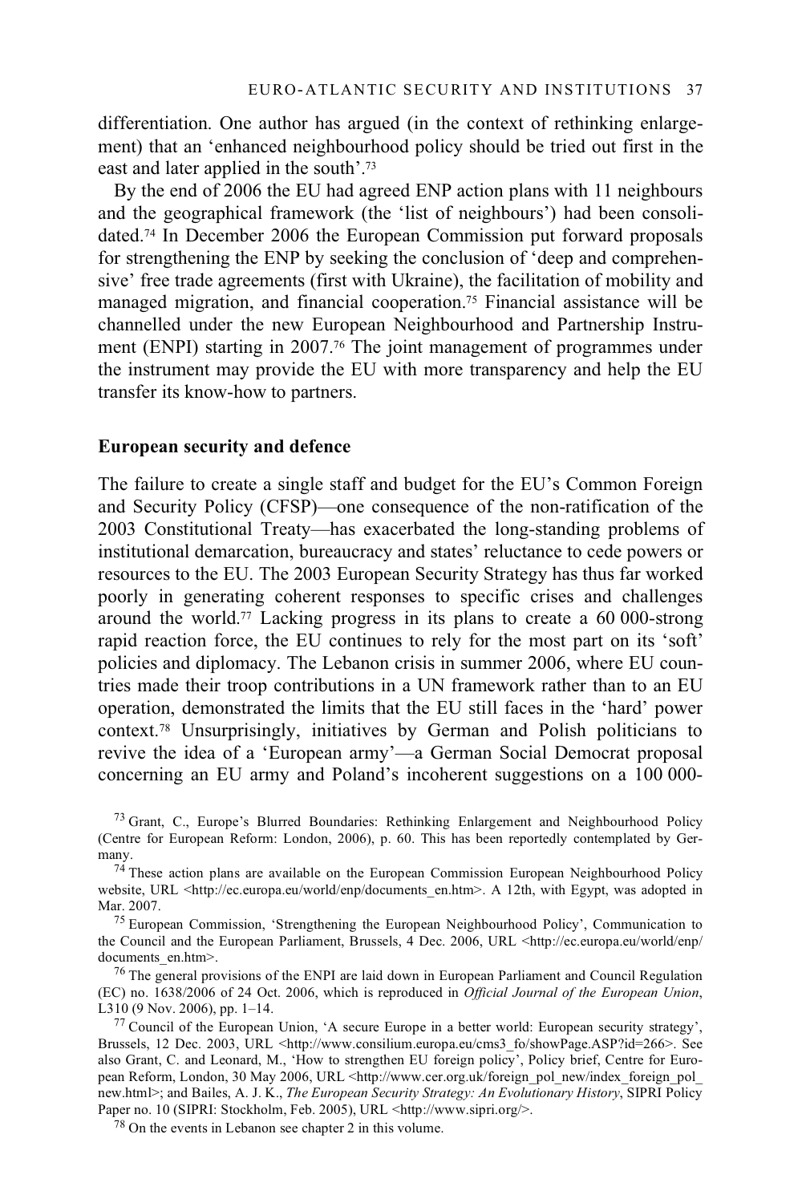differentiation. One author has argued (in the context of rethinking enlargement) that an 'enhanced neighbourhood policy should be tried out first in the east and later applied in the south'.[73]

By the end of 2006 the EU had agreed ENP action plans with 11 neighbours and the geographical framework (the 'list of neighbours') had been consolidated.[74] In December 2006 the European Commission put forward proposals for strengthening the ENP by seeking the conclusion of 'deep and comprehensive' free trade agreements (first with Ukraine), the facilitation of mobility and managed migration, and financial cooperation.[75] Financial assistance will be channelled under the new European Neighbourhood and Partnership Instrument (ENPI) starting in 2007.[76] The joint management of programmes under the instrument may provide the EU with more transparency and help the EU transfer its know-how to partners.

### European security and defence

The failure to create a single staff and budget for the EU's Common Foreign and Security Policy (CFSP)—one consequence of the non-ratification of the 2003 Constitutional Treaty—has exacerbated the long-standing problems of institutional demarcation, bureaucracy and states' reluctance to cede powers or resources to the EU. The 2003 European Security Strategy has thus far worked poorly in generating coherent responses to specific crises and challenges around the world.[77] Lacking progress in its plans to create a 60 000-strong rapid reaction force, the EU continues to rely for the most part on its 'soft' policies and diplomacy. The Lebanon crisis in summer 2006, where EU countries made their troop contributions in a UN framework rather than to an EU operation, demonstrated the limits that the EU still faces in the 'hard' power context.[78] Unsurprisingly, initiatives by German and Polish politicians to revive the idea of a 'European army'—a German Social Democrat proposal concerning an EU army and Poland's incoherent suggestions on a 100 000-

[73] Grant, C., Europe's Blurred Boundaries: Rethinking Enlargement and Neighbourhood Policy (Centre for European Reform: London, 2006), p. 60. This has been reportedly contemplated by Germany.

[74] These action plans are available on the European Commission European Neighbourhood Policy website, URL <http://ec.europa.eu/world/enp/documents_en.htm>. A 12th, with Egypt, was adopted in Mar. 2007.

[75] European Commission, 'Strengthening the European Neighbourhood Policy', Communication to the Council and the European Parliament, Brussels, 4 Dec. 2006, URL <http://ec.europa.eu/world/enp/documents_en.htm>.

[76] The general provisions of the ENPI are laid down in European Parliament and Council Regulation (EC) no. 1638/2006 of 24 Oct. 2006, which is reproduced in *Official Journal of the European Union*, L310 (9 Nov. 2006), pp. 1–14.

[77] Council of the European Union, 'A secure Europe in a better world: European security strategy', Brussels, 12 Dec. 2003, URL <http://www.consilium.europa.eu/cms3_fo/showPage.ASP?id=266>. See also Grant, C. and Leonard, M., 'How to strengthen EU foreign policy', Policy brief, Centre for European Reform, London, 30 May 2006, URL <http://www.cer.org.uk/foreign_pol_new/index_foreign_pol_new.html>; and Bailes, A. J. K., *The European Security Strategy: An Evolutionary History*, SIPRI Policy Paper no. 10 (SIPRI: Stockholm, Feb. 2005), URL <http://www.sipri.org/>.

[78] On the events in Lebanon see chapter 2 in this volume.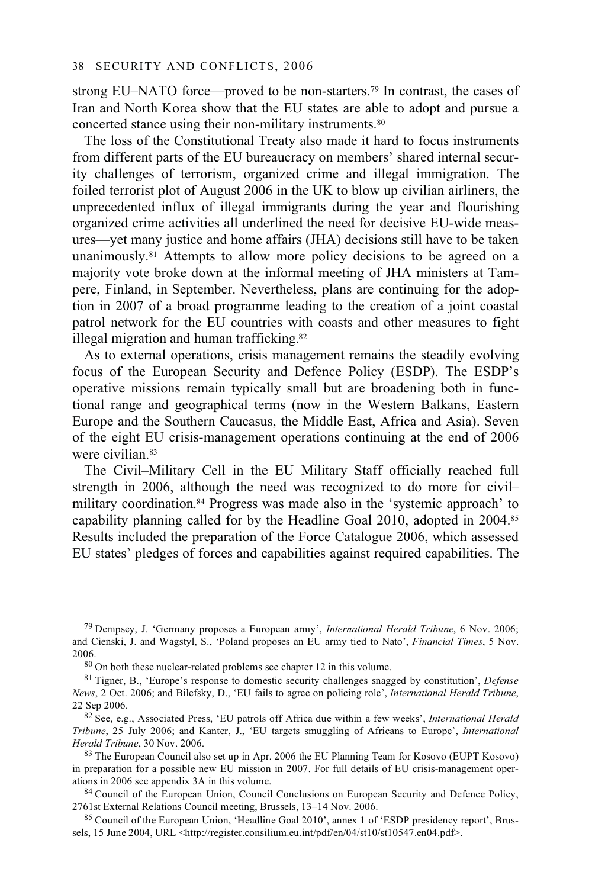strong EU–NATO force—proved to be non-starters.[79] In contrast, the cases of Iran and North Korea show that the EU states are able to adopt and pursue a concerted stance using their non-military instruments.[80]

The loss of the Constitutional Treaty also made it hard to focus instruments from different parts of the EU bureaucracy on members' shared internal security challenges of terrorism, organized crime and illegal immigration. The foiled terrorist plot of August 2006 in the UK to blow up civilian airliners, the unprecedented influx of illegal immigrants during the year and flourishing organized crime activities all underlined the need for decisive EU-wide measures—yet many justice and home affairs (JHA) decisions still have to be taken unanimously.[81] Attempts to allow more policy decisions to be agreed on a majority vote broke down at the informal meeting of JHA ministers at Tampere, Finland, in September. Nevertheless, plans are continuing for the adoption in 2007 of a broad programme leading to the creation of a joint coastal patrol network for the EU countries with coasts and other measures to fight illegal migration and human trafficking.[82]

As to external operations, crisis management remains the steadily evolving focus of the European Security and Defence Policy (ESDP). The ESDP's operative missions remain typically small but are broadening both in functional range and geographical terms (now in the Western Balkans, Eastern Europe and the Southern Caucasus, the Middle East, Africa and Asia). Seven of the eight EU crisis-management operations continuing at the end of 2006 were civilian.[83]

The Civil–Military Cell in the EU Military Staff officially reached full strength in 2006, although the need was recognized to do more for civil–military coordination.[84] Progress was made also in the 'systemic approach' to capability planning called for by the Headline Goal 2010, adopted in 2004.[85] Results included the preparation of the Force Catalogue 2006, which assessed EU states' pledges of forces and capabilities against required capabilities. The

---

[79] Dempsey, J. 'Germany proposes a European army', *International Herald Tribune*, 6 Nov. 2006; and Cienski, J. and Wagstyl, S., 'Poland proposes an EU army tied to Nato', *Financial Times*, 5 Nov. 2006.

[80] On both these nuclear-related problems see chapter 12 in this volume.

[81] Tigner, B., 'Europe's response to domestic security challenges snagged by constitution', *Defense News*, 2 Oct. 2006; and Bilefsky, D., 'EU fails to agree on policing role', *International Herald Tribune*, 22 Sep 2006.

[82] See, e.g., Associated Press, 'EU patrols off Africa due within a few weeks', *International Herald Tribune*, 25 July 2006; and Kanter, J., 'EU targets smuggling of Africans to Europe', *International Herald Tribune*, 30 Nov. 2006.

[83] The European Council also set up in Apr. 2006 the EU Planning Team for Kosovo (EUPT Kosovo) in preparation for a possible new EU mission in 2007. For full details of EU crisis-management operations in 2006 see appendix 3A in this volume.

[84] Council of the European Union, Council Conclusions on European Security and Defence Policy, 2761st External Relations Council meeting, Brussels, 13–14 Nov. 2006.

[85] Council of the European Union, 'Headline Goal 2010', annex 1 of 'ESDP presidency report', Brussels, 15 June 2004, URL <http://register.consilium.eu.int/pdf/en/04/st10/st10547.en04.pdf>.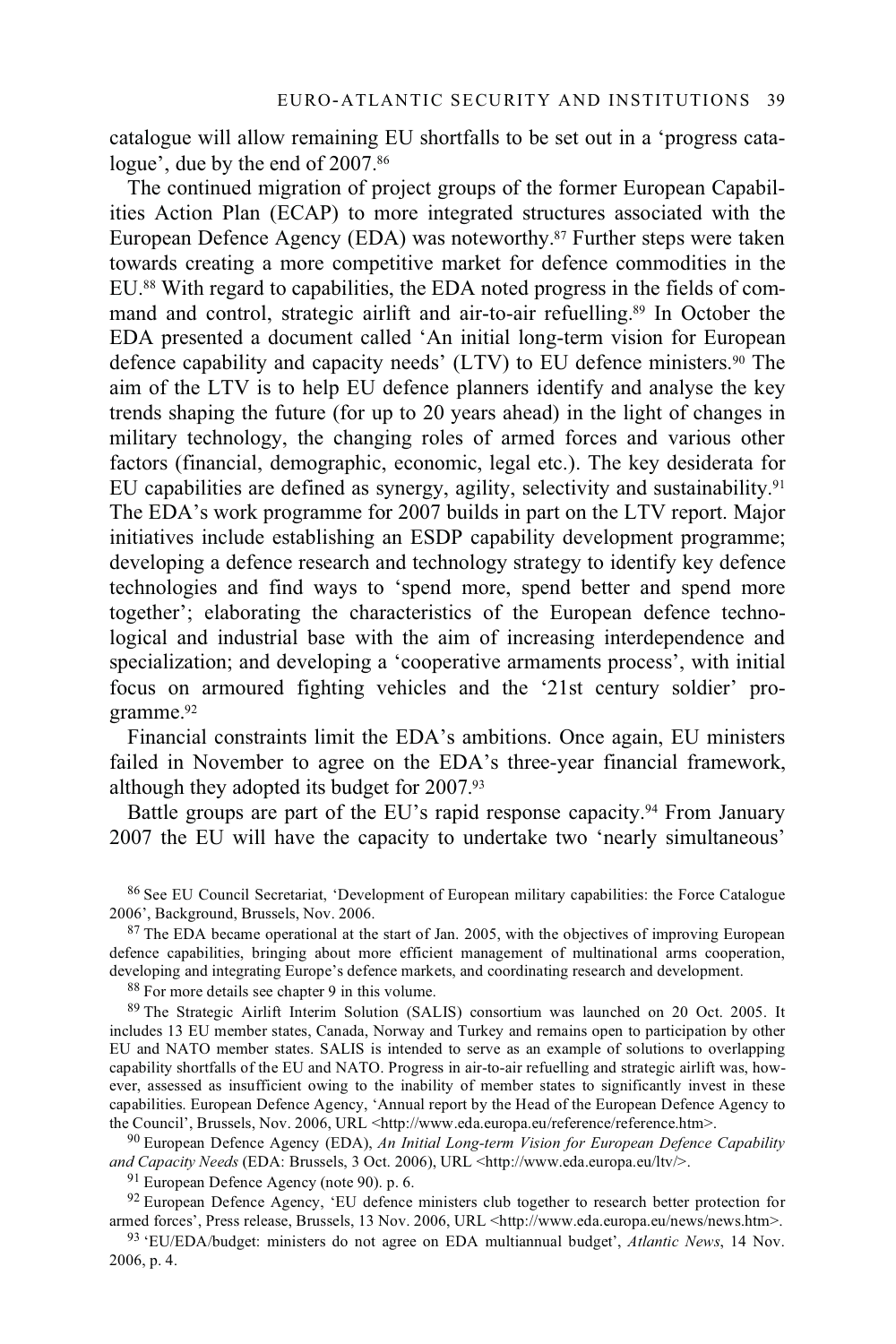catalogue will allow remaining EU shortfalls to be set out in a 'progress catalogue', due by the end of 2007.[86]

The continued migration of project groups of the former European Capabilities Action Plan (ECAP) to more integrated structures associated with the European Defence Agency (EDA) was noteworthy.[87] Further steps were taken towards creating a more competitive market for defence commodities in the EU.[88] With regard to capabilities, the EDA noted progress in the fields of command and control, strategic airlift and air-to-air refuelling.[89] In October the EDA presented a document called 'An initial long-term vision for European defence capability and capacity needs' (LTV) to EU defence ministers.[90] The aim of the LTV is to help EU defence planners identify and analyse the key trends shaping the future (for up to 20 years ahead) in the light of changes in military technology, the changing roles of armed forces and various other factors (financial, demographic, economic, legal etc.). The key desiderata for EU capabilities are defined as synergy, agility, selectivity and sustainability.[91] The EDA's work programme for 2007 builds in part on the LTV report. Major initiatives include establishing an ESDP capability development programme; developing a defence research and technology strategy to identify key defence technologies and find ways to 'spend more, spend better and spend more together'; elaborating the characteristics of the European defence technological and industrial base with the aim of increasing interdependence and specialization; and developing a 'cooperative armaments process', with initial focus on armoured fighting vehicles and the '21st century soldier' programme.[92]

Financial constraints limit the EDA's ambitions. Once again, EU ministers failed in November to agree on the EDA's three-year financial framework, although they adopted its budget for 2007.[93]

Battle groups are part of the EU's rapid response capacity.[94] From January 2007 the EU will have the capacity to undertake two 'nearly simultaneous'

---

[86] See EU Council Secretariat, 'Development of European military capabilities: the Force Catalogue 2006', Background, Brussels, Nov. 2006.

[87] The EDA became operational at the start of Jan. 2005, with the objectives of improving European defence capabilities, bringing about more efficient management of multinational arms cooperation, developing and integrating Europe's defence markets, and coordinating research and development.

[88] For more details see chapter 9 in this volume.

[89] The Strategic Airlift Interim Solution (SALIS) consortium was launched on 20 Oct. 2005. It includes 13 EU member states, Canada, Norway and Turkey and remains open to participation by other EU and NATO member states. SALIS is intended to serve as an example of solutions to overlapping capability shortfalls of the EU and NATO. Progress in air-to-air refuelling and strategic airlift was, however, assessed as insufficient owing to the inability of member states to significantly invest in these capabilities. European Defence Agency, 'Annual report by the Head of the European Defence Agency to the Council', Brussels, Nov. 2006, URL <http://www.eda.europa.eu/reference/reference.htm>.

[90] European Defence Agency (EDA), *An Initial Long-term Vision for European Defence Capability and Capacity Needs* (EDA: Brussels, 3 Oct. 2006), URL <http://www.eda.europa.eu/ltv/>.

[91] European Defence Agency (note 90). p. 6.

[92] European Defence Agency, 'EU defence ministers club together to research better protection for armed forces', Press release, Brussels, 13 Nov. 2006, URL <http://www.eda.europa.eu/news/news.htm>.

[93] 'EU/EDA/budget: ministers do not agree on EDA multiannual budget', *Atlantic News*, 14 Nov. 2006, p. 4.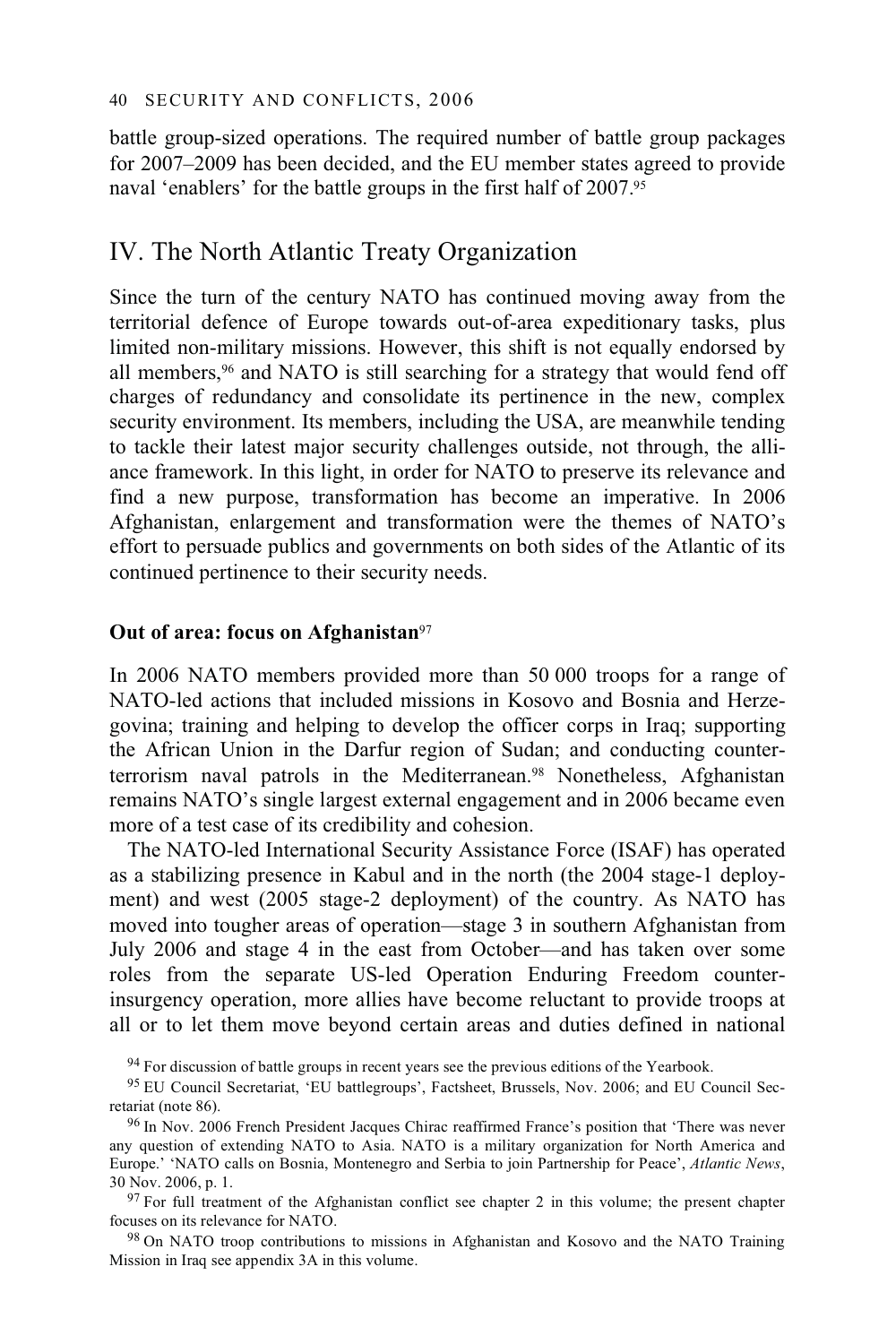battle group-sized operations. The required number of battle group packages for 2007–2009 has been decided, and the EU member states agreed to provide naval 'enablers' for the battle groups in the first half of 2007.[95]

## IV. The North Atlantic Treaty Organization

Since the turn of the century NATO has continued moving away from the territorial defence of Europe towards out-of-area expeditionary tasks, plus limited non-military missions. However, this shift is not equally endorsed by all members,[96] and NATO is still searching for a strategy that would fend off charges of redundancy and consolidate its pertinence in the new, complex security environment. Its members, including the USA, are meanwhile tending to tackle their latest major security challenges outside, not through, the alliance framework. In this light, in order for NATO to preserve its relevance and find a new purpose, transformation has become an imperative. In 2006 Afghanistan, enlargement and transformation were the themes of NATO's effort to persuade publics and governments on both sides of the Atlantic of its continued pertinence to their security needs.

### Out of area: focus on Afghanistan[97]

In 2006 NATO members provided more than 50 000 troops for a range of NATO-led actions that included missions in Kosovo and Bosnia and Herzegovina; training and helping to develop the officer corps in Iraq; supporting the African Union in the Darfur region of Sudan; and conducting counter-terrorism naval patrols in the Mediterranean.[98] Nonetheless, Afghanistan remains NATO's single largest external engagement and in 2006 became even more of a test case of its credibility and cohesion.

The NATO-led International Security Assistance Force (ISAF) has operated as a stabilizing presence in Kabul and in the north (the 2004 stage-1 deployment) and west (2005 stage-2 deployment) of the country. As NATO has moved into tougher areas of operation—stage 3 in southern Afghanistan from July 2006 and stage 4 in the east from October—and has taken over some roles from the separate US-led Operation Enduring Freedom counter-insurgency operation, more allies have become reluctant to provide troops at all or to let them move beyond certain areas and duties defined in national

[94] For discussion of battle groups in recent years see the previous editions of the Yearbook.

[95] EU Council Secretariat, 'EU battlegroups', Factsheet, Brussels, Nov. 2006; and EU Council Secretariat (note 86).

[96] In Nov. 2006 French President Jacques Chirac reaffirmed France's position that 'There was never any question of extending NATO to Asia. NATO is a military organization for North America and Europe.' 'NATO calls on Bosnia, Montenegro and Serbia to join Partnership for Peace', *Atlantic News*, 30 Nov. 2006, p. 1.

[97] For full treatment of the Afghanistan conflict see chapter 2 in this volume; the present chapter focuses on its relevance for NATO.

[98] On NATO troop contributions to missions in Afghanistan and Kosovo and the NATO Training Mission in Iraq see appendix 3A in this volume.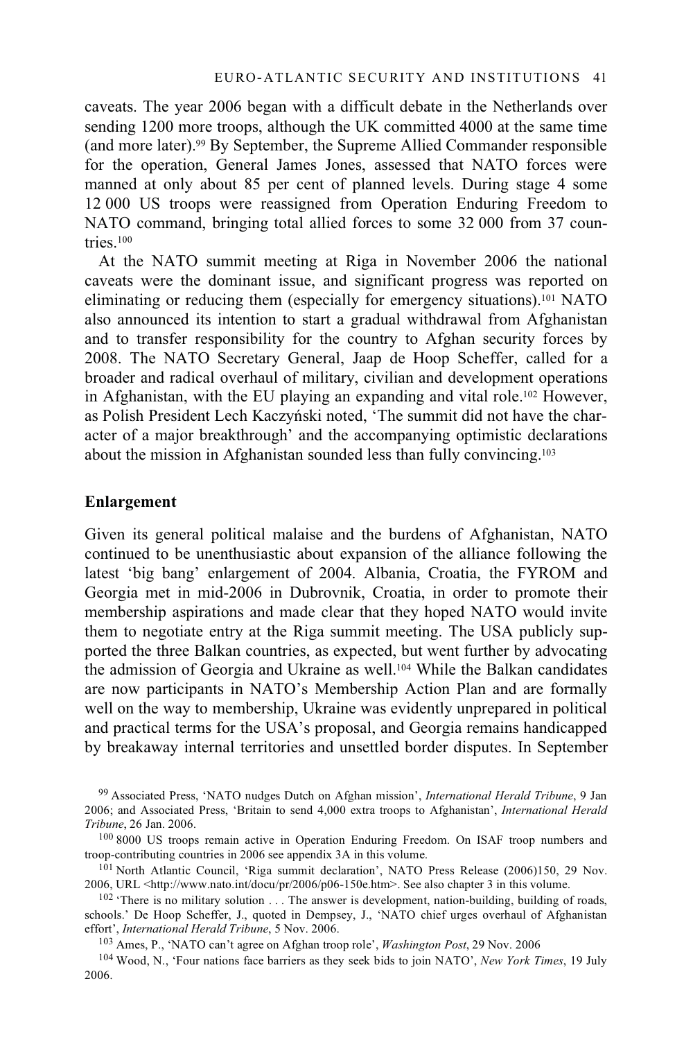caveats. The year 2006 began with a difficult debate in the Netherlands over sending 1200 more troops, although the UK committed 4000 at the same time (and more later).[99] By September, the Supreme Allied Commander responsible for the operation, General James Jones, assessed that NATO forces were manned at only about 85 per cent of planned levels. During stage 4 some 12 000 US troops were reassigned from Operation Enduring Freedom to NATO command, bringing total allied forces to some 32 000 from 37 countries.[100]

At the NATO summit meeting at Riga in November 2006 the national caveats were the dominant issue, and significant progress was reported on eliminating or reducing them (especially for emergency situations).[101] NATO also announced its intention to start a gradual withdrawal from Afghanistan and to transfer responsibility for the country to Afghan security forces by 2008. The NATO Secretary General, Jaap de Hoop Scheffer, called for a broader and radical overhaul of military, civilian and development operations in Afghanistan, with the EU playing an expanding and vital role.[102] However, as Polish President Lech Kaczyński noted, 'The summit did not have the character of a major breakthrough' and the accompanying optimistic declarations about the mission in Afghanistan sounded less than fully convincing.[103]

## Enlargement

Given its general political malaise and the burdens of Afghanistan, NATO continued to be unenthusiastic about expansion of the alliance following the latest 'big bang' enlargement of 2004. Albania, Croatia, the FYROM and Georgia met in mid-2006 in Dubrovnik, Croatia, in order to promote their membership aspirations and made clear that they hoped NATO would invite them to negotiate entry at the Riga summit meeting. The USA publicly supported the three Balkan countries, as expected, but went further by advocating the admission of Georgia and Ukraine as well.[104] While the Balkan candidates are now participants in NATO's Membership Action Plan and are formally well on the way to membership, Ukraine was evidently unprepared in political and practical terms for the USA's proposal, and Georgia remains handicapped by breakaway internal territories and unsettled border disputes. In September

[99] Associated Press, 'NATO nudges Dutch on Afghan mission', *International Herald Tribune*, 9 Jan 2006; and Associated Press, 'Britain to send 4,000 extra troops to Afghanistan', *International Herald Tribune*, 26 Jan. 2006.

[100] 8000 US troops remain active in Operation Enduring Freedom. On ISAF troop numbers and troop-contributing countries in 2006 see appendix 3A in this volume.

[101] North Atlantic Council, 'Riga summit declaration', NATO Press Release (2006)150, 29 Nov. 2006, URL <http://www.nato.int/docu/pr/2006/p06-150e.htm>. See also chapter 3 in this volume.

[102] 'There is no military solution . . . The answer is development, nation-building, building of roads, schools.' De Hoop Scheffer, J., quoted in Dempsey, J., 'NATO chief urges overhaul of Afghanistan effort', *International Herald Tribune*, 5 Nov. 2006.

[103] Ames, P., 'NATO can't agree on Afghan troop role', *Washington Post*, 29 Nov. 2006

[104] Wood, N., 'Four nations face barriers as they seek bids to join NATO', *New York Times*, 19 July 2006.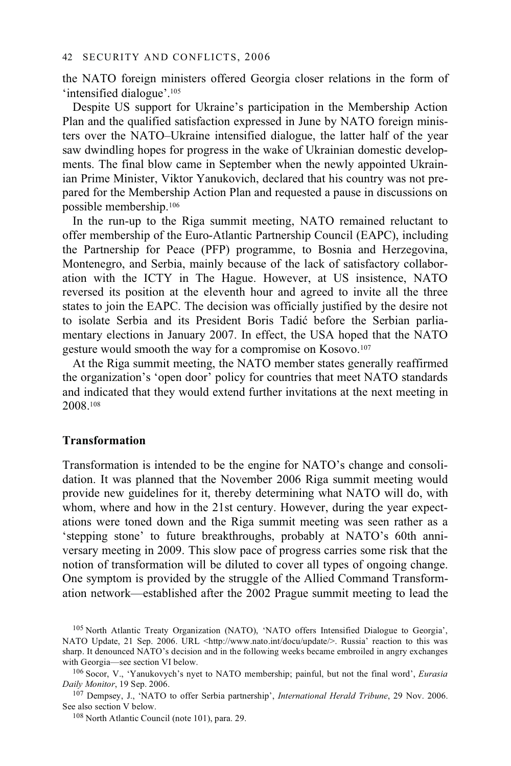the NATO foreign ministers offered Georgia closer relations in the form of 'intensified dialogue'.[105]

Despite US support for Ukraine's participation in the Membership Action Plan and the qualified satisfaction expressed in June by NATO foreign ministers over the NATO–Ukraine intensified dialogue, the latter half of the year saw dwindling hopes for progress in the wake of Ukrainian domestic developments. The final blow came in September when the newly appointed Ukrainian Prime Minister, Viktor Yanukovich, declared that his country was not prepared for the Membership Action Plan and requested a pause in discussions on possible membership.[106]

In the run-up to the Riga summit meeting, NATO remained reluctant to offer membership of the Euro-Atlantic Partnership Council (EAPC), including the Partnership for Peace (PFP) programme, to Bosnia and Herzegovina, Montenegro, and Serbia, mainly because of the lack of satisfactory collaboration with the ICTY in The Hague. However, at US insistence, NATO reversed its position at the eleventh hour and agreed to invite all the three states to join the EAPC. The decision was officially justified by the desire not to isolate Serbia and its President Boris Tadić before the Serbian parliamentary elections in January 2007. In effect, the USA hoped that the NATO gesture would smooth the way for a compromise on Kosovo.[107]

At the Riga summit meeting, the NATO member states generally reaffirmed the organization's 'open door' policy for countries that meet NATO standards and indicated that they would extend further invitations at the next meeting in 2008.[108]

**Transformation**

Transformation is intended to be the engine for NATO's change and consolidation. It was planned that the November 2006 Riga summit meeting would provide new guidelines for it, thereby determining what NATO will do, with whom, where and how in the 21st century. However, during the year expectations were toned down and the Riga summit meeting was seen rather as a 'stepping stone' to future breakthroughs, probably at NATO's 60th anniversary meeting in 2009. This slow pace of progress carries some risk that the notion of transformation will be diluted to cover all types of ongoing change. One symptom is provided by the struggle of the Allied Command Transformation network—established after the 2002 Prague summit meeting to lead the

[105] North Atlantic Treaty Organization (NATO), 'NATO offers Intensified Dialogue to Georgia', NATO Update, 21 Sep. 2006. URL <http://www.nato.int/docu/update/>. Russia' reaction to this was sharp. It denounced NATO's decision and in the following weeks became embroiled in angry exchanges with Georgia—see section VI below.

[106] Socor, V., 'Yanukovych's nyet to NATO membership; painful, but not the final word', *Eurasia Daily Monitor*, 19 Sep. 2006.

[107] Dempsey, J., 'NATO to offer Serbia partnership', *International Herald Tribune*, 29 Nov. 2006. See also section V below.

[108] North Atlantic Council (note 101), para. 29.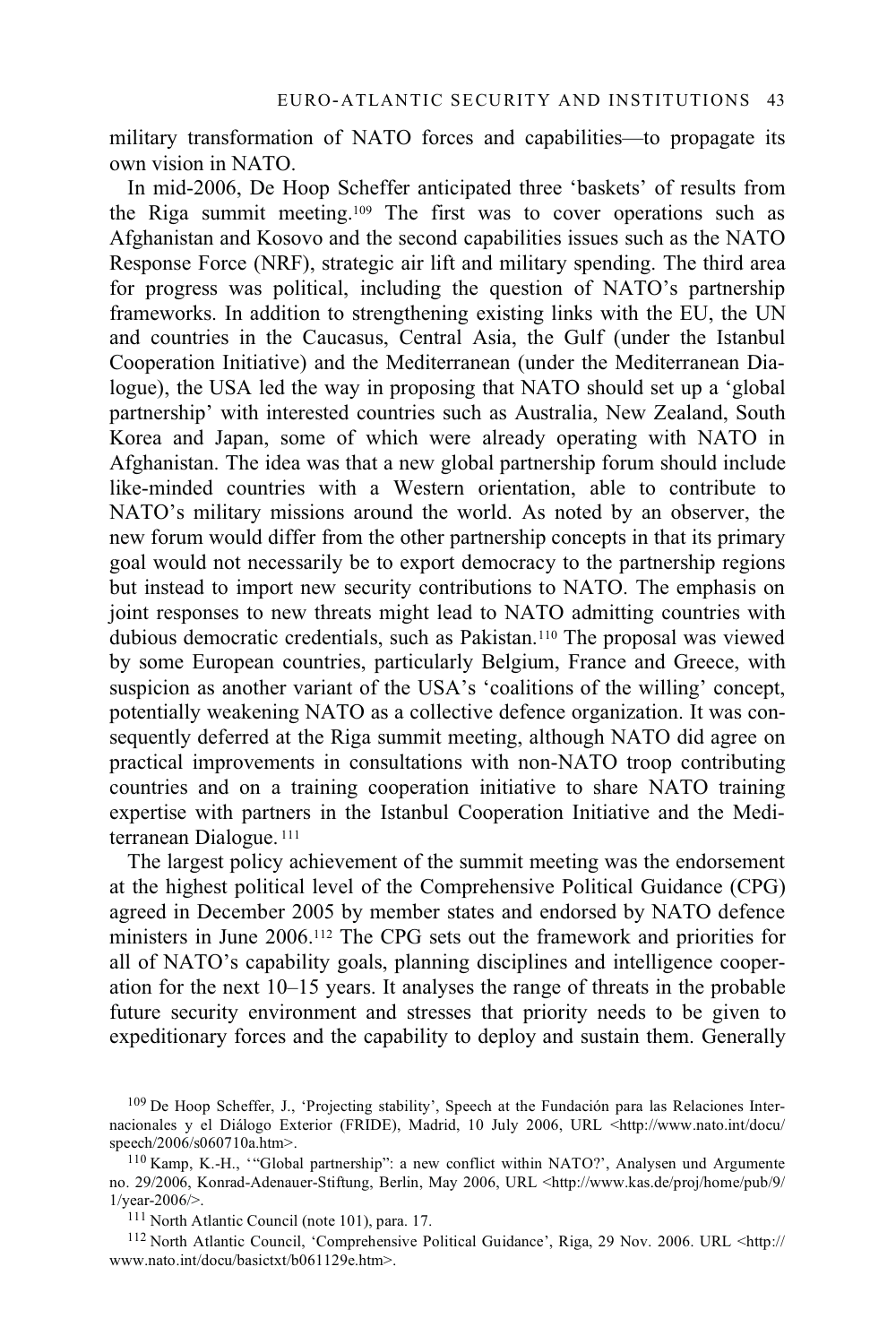military transformation of NATO forces and capabilities—to propagate its own vision in NATO.

In mid-2006, De Hoop Scheffer anticipated three 'baskets' of results from the Riga summit meeting.[109] The first was to cover operations such as Afghanistan and Kosovo and the second capabilities issues such as the NATO Response Force (NRF), strategic air lift and military spending. The third area for progress was political, including the question of NATO's partnership frameworks. In addition to strengthening existing links with the EU, the UN and countries in the Caucasus, Central Asia, the Gulf (under the Istanbul Cooperation Initiative) and the Mediterranean (under the Mediterranean Dialogue), the USA led the way in proposing that NATO should set up a 'global partnership' with interested countries such as Australia, New Zealand, South Korea and Japan, some of which were already operating with NATO in Afghanistan. The idea was that a new global partnership forum should include like-minded countries with a Western orientation, able to contribute to NATO's military missions around the world. As noted by an observer, the new forum would differ from the other partnership concepts in that its primary goal would not necessarily be to export democracy to the partnership regions but instead to import new security contributions to NATO. The emphasis on joint responses to new threats might lead to NATO admitting countries with dubious democratic credentials, such as Pakistan.[110] The proposal was viewed by some European countries, particularly Belgium, France and Greece, with suspicion as another variant of the USA's 'coalitions of the willing' concept, potentially weakening NATO as a collective defence organization. It was consequently deferred at the Riga summit meeting, although NATO did agree on practical improvements in consultations with non-NATO troop contributing countries and on a training cooperation initiative to share NATO training expertise with partners in the Istanbul Cooperation Initiative and the Mediterranean Dialogue.[111]

The largest policy achievement of the summit meeting was the endorsement at the highest political level of the Comprehensive Political Guidance (CPG) agreed in December 2005 by member states and endorsed by NATO defence ministers in June 2006.[112] The CPG sets out the framework and priorities for all of NATO's capability goals, planning disciplines and intelligence cooperation for the next 10–15 years. It analyses the range of threats in the probable future security environment and stresses that priority needs to be given to expeditionary forces and the capability to deploy and sustain them. Generally

[109] De Hoop Scheffer, J., 'Projecting stability', Speech at the Fundación para las Relaciones Internacionales y el Diálogo Exterior (FRIDE), Madrid, 10 July 2006, URL <http://www.nato.int/docu/speech/2006/s060710a.htm>.

[110] Kamp, K.-H., '"Global partnership": a new conflict within NATO?', Analysen und Argumente no. 29/2006, Konrad-Adenauer-Stiftung, Berlin, May 2006, URL <http://www.kas.de/proj/home/pub/9/1/year-2006/>.

[111] North Atlantic Council (note 101), para. 17.

[112] North Atlantic Council, 'Comprehensive Political Guidance', Riga, 29 Nov. 2006. URL <http://www.nato.int/docu/basictxt/b061129e.htm>.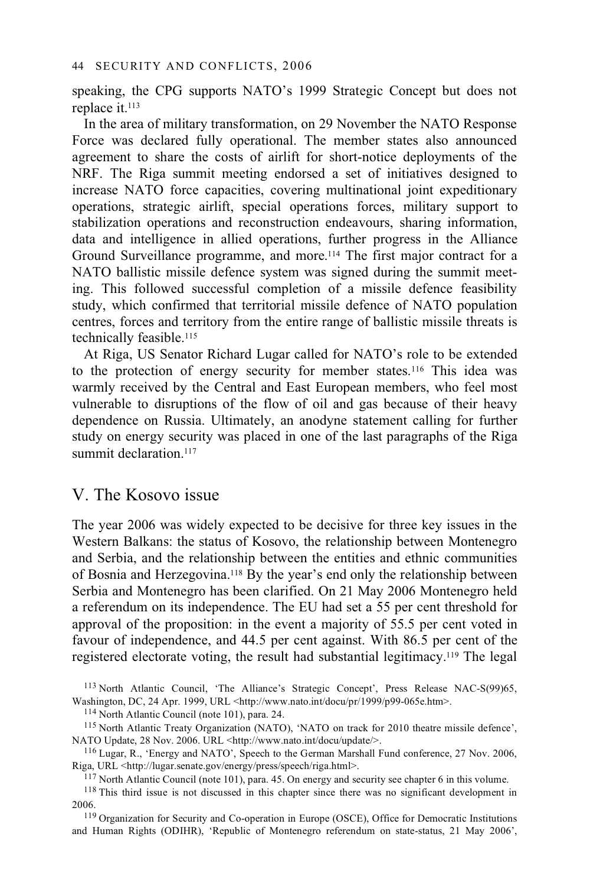speaking, the CPG supports NATO's 1999 Strategic Concept but does not replace it.[113]

In the area of military transformation, on 29 November the NATO Response Force was declared fully operational. The member states also announced agreement to share the costs of airlift for short-notice deployments of the NRF. The Riga summit meeting endorsed a set of initiatives designed to increase NATO force capacities, covering multinational joint expeditionary operations, strategic airlift, special operations forces, military support to stabilization operations and reconstruction endeavours, sharing information, data and intelligence in allied operations, further progress in the Alliance Ground Surveillance programme, and more.[114] The first major contract for a NATO ballistic missile defence system was signed during the summit meeting. This followed successful completion of a missile defence feasibility study, which confirmed that territorial missile defence of NATO population centres, forces and territory from the entire range of ballistic missile threats is technically feasible.[115]

At Riga, US Senator Richard Lugar called for NATO's role to be extended to the protection of energy security for member states.[116] This idea was warmly received by the Central and East European members, who feel most vulnerable to disruptions of the flow of oil and gas because of their heavy dependence on Russia. Ultimately, an anodyne statement calling for further study on energy security was placed in one of the last paragraphs of the Riga summit declaration.[117]

## V. The Kosovo issue

The year 2006 was widely expected to be decisive for three key issues in the Western Balkans: the status of Kosovo, the relationship between Montenegro and Serbia, and the relationship between the entities and ethnic communities of Bosnia and Herzegovina.[118] By the year's end only the relationship between Serbia and Montenegro has been clarified. On 21 May 2006 Montenegro held a referendum on its independence. The EU had set a 55 per cent threshold for approval of the proposition: in the event a majority of 55.5 per cent voted in favour of independence, and 44.5 per cent against. With 86.5 per cent of the registered electorate voting, the result had substantial legitimacy.[119] The legal

[113] North Atlantic Council, 'The Alliance's Strategic Concept', Press Release NAC-S(99)65, Washington, DC, 24 Apr. 1999, URL <http://www.nato.int/docu/pr/1999/p99-065e.htm>.

[114] North Atlantic Council (note 101), para. 24.

[115] North Atlantic Treaty Organization (NATO), 'NATO on track for 2010 theatre missile defence', NATO Update, 28 Nov. 2006. URL <http://www.nato.int/docu/update/>.

[116] Lugar, R., 'Energy and NATO', Speech to the German Marshall Fund conference, 27 Nov. 2006, Riga, URL <http://lugar.senate.gov/energy/press/speech/riga.html>.

[117] North Atlantic Council (note 101), para. 45. On energy and security see chapter 6 in this volume.

[118] This third issue is not discussed in this chapter since there was no significant development in 2006.

[119] Organization for Security and Co-operation in Europe (OSCE), Office for Democratic Institutions and Human Rights (ODIHR), 'Republic of Montenegro referendum on state-status, 21 May 2006',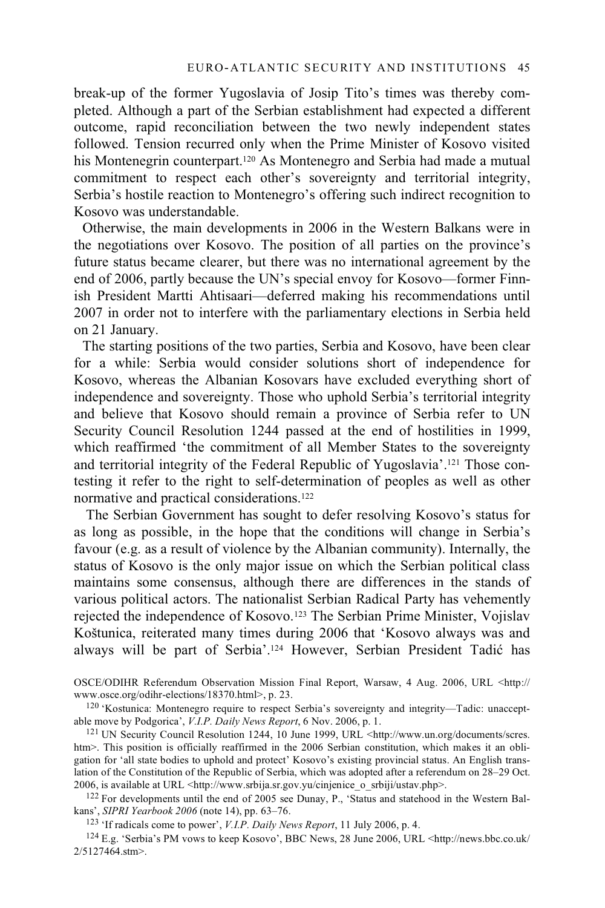break-up of the former Yugoslavia of Josip Tito's times was thereby completed. Although a part of the Serbian establishment had expected a different outcome, rapid reconciliation between the two newly independent states followed. Tension recurred only when the Prime Minister of Kosovo visited his Montenegrin counterpart.[120] As Montenegro and Serbia had made a mutual commitment to respect each other's sovereignty and territorial integrity, Serbia's hostile reaction to Montenegro's offering such indirect recognition to Kosovo was understandable.

Otherwise, the main developments in 2006 in the Western Balkans were in the negotiations over Kosovo. The position of all parties on the province's future status became clearer, but there was no international agreement by the end of 2006, partly because the UN's special envoy for Kosovo—former Finnish President Martti Ahtisaari—deferred making his recommendations until 2007 in order not to interfere with the parliamentary elections in Serbia held on 21 January.

The starting positions of the two parties, Serbia and Kosovo, have been clear for a while: Serbia would consider solutions short of independence for Kosovo, whereas the Albanian Kosovars have excluded everything short of independence and sovereignty. Those who uphold Serbia's territorial integrity and believe that Kosovo should remain a province of Serbia refer to UN Security Council Resolution 1244 passed at the end of hostilities in 1999, which reaffirmed 'the commitment of all Member States to the sovereignty and territorial integrity of the Federal Republic of Yugoslavia'.[121] Those contesting it refer to the right to self-determination of peoples as well as other normative and practical considerations.[122]

The Serbian Government has sought to defer resolving Kosovo's status for as long as possible, in the hope that the conditions will change in Serbia's favour (e.g. as a result of violence by the Albanian community). Internally, the status of Kosovo is the only major issue on which the Serbian political class maintains some consensus, although there are differences in the stands of various political actors. The nationalist Serbian Radical Party has vehemently rejected the independence of Kosovo.[123] The Serbian Prime Minister, Vojislav Koštunica, reiterated many times during 2006 that 'Kosovo always was and always will be part of Serbia'.[124] However, Serbian President Tadić has

OSCE/ODIHR Referendum Observation Mission Final Report, Warsaw, 4 Aug. 2006, URL <http://www.osce.org/odihr-elections/18370.html>, p. 23.

[120] 'Kostunica: Montenegro require to respect Serbia's sovereignty and integrity—Tadic: unacceptable move by Podgorica', *V.I.P. Daily News Report*, 6 Nov. 2006, p. 1.

[121] UN Security Council Resolution 1244, 10 June 1999, URL <http://www.un.org/documents/scres.htm>. This position is officially reaffirmed in the 2006 Serbian constitution, which makes it an obligation for 'all state bodies to uphold and protect' Kosovo's existing provincial status. An English translation of the Constitution of the Republic of Serbia, which was adopted after a referendum on 28–29 Oct. 2006, is available at URL <http://www.srbija.sr.gov.yu/cinjenice_o_srbiji/ustav.php>.

[122] For developments until the end of 2005 see Dunay, P., 'Status and statehood in the Western Balkans', *SIPRI Yearbook 2006* (note 14), pp. 63–76.

[123] 'If radicals come to power', *V.I.P. Daily News Report*, 11 July 2006, p. 4.

[124] E.g. 'Serbia's PM vows to keep Kosovo', BBC News, 28 June 2006, URL <http://news.bbc.co.uk/2/5127464.stm>.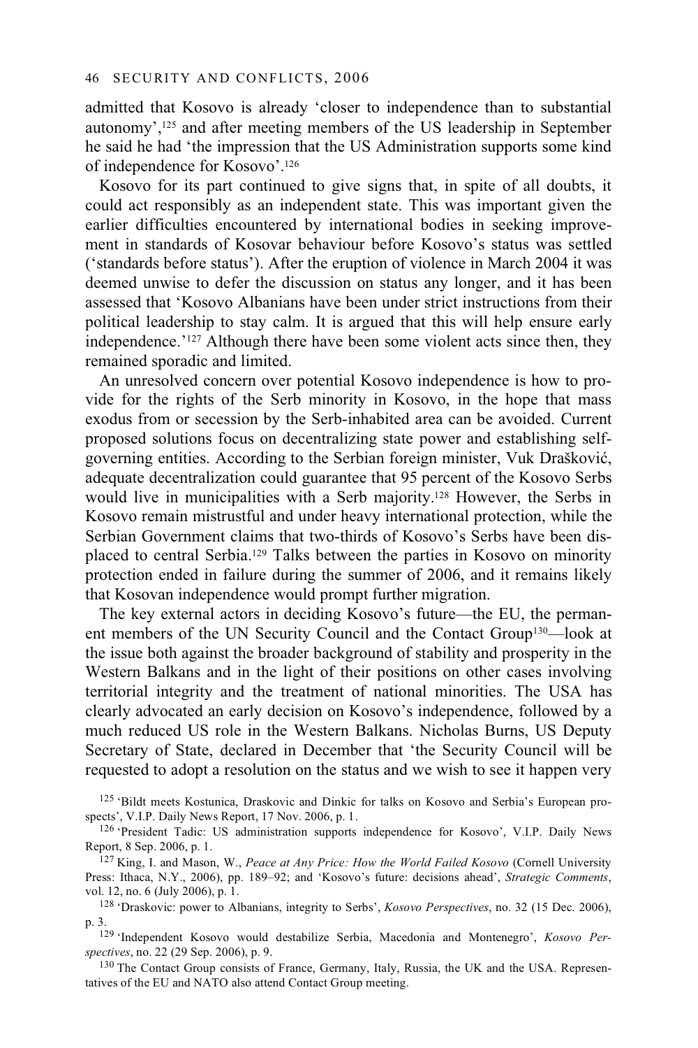admitted that Kosovo is already 'closer to independence than to substantial autonomy',[125] and after meeting members of the US leadership in September he said he had 'the impression that the US Administration supports some kind of independence for Kosovo'.[126]

Kosovo for its part continued to give signs that, in spite of all doubts, it could act responsibly as an independent state. This was important given the earlier difficulties encountered by international bodies in seeking improvement in standards of Kosovar behaviour before Kosovo's status was settled ('standards before status'). After the eruption of violence in March 2004 it was deemed unwise to defer the discussion on status any longer, and it has been assessed that 'Kosovo Albanians have been under strict instructions from their political leadership to stay calm. It is argued that this will help ensure early independence.'[127] Although there have been some violent acts since then, they remained sporadic and limited.

An unresolved concern over potential Kosovo independence is how to provide for the rights of the Serb minority in Kosovo, in the hope that mass exodus from or secession by the Serb-inhabited area can be avoided. Current proposed solutions focus on decentralizing state power and establishing self-governing entities. According to the Serbian foreign minister, Vuk Drašković, adequate decentralization could guarantee that 95 percent of the Kosovo Serbs would live in municipalities with a Serb majority.[128] However, the Serbs in Kosovo remain mistrustful and under heavy international protection, while the Serbian Government claims that two-thirds of Kosovo's Serbs have been displaced to central Serbia.[129] Talks between the parties in Kosovo on minority protection ended in failure during the summer of 2006, and it remains likely that Kosovan independence would prompt further migration.

The key external actors in deciding Kosovo's future—the EU, the permanent members of the UN Security Council and the Contact Group[130]—look at the issue both against the broader background of stability and prosperity in the Western Balkans and in the light of their positions on other cases involving territorial integrity and the treatment of national minorities. The USA has clearly advocated an early decision on Kosovo's independence, followed by a much reduced US role in the Western Balkans. Nicholas Burns, US Deputy Secretary of State, declared in December that 'the Security Council will be requested to adopt a resolution on the status and we wish to see it happen very

[125] 'Bildt meets Kostunica, Draskovic and Dinkic for talks on Kosovo and Serbia's European prospects', V.I.P. Daily News Report, 17 Nov. 2006, p. 1.

[126] 'President Tadic: US administration supports independence for Kosovo', V.I.P. Daily News Report, 8 Sep. 2006, p. 1.

[127] King, I. and Mason, W., *Peace at Any Price: How the World Failed Kosovo* (Cornell University Press: Ithaca, N.Y., 2006), pp. 189–92; and 'Kosovo's future: decisions ahead', *Strategic Comments*, vol. 12, no. 6 (July 2006), p. 1.

[128] 'Draskovic: power to Albanians, integrity to Serbs', *Kosovo Perspectives*, no. 32 (15 Dec. 2006), p. 3.

[129] 'Independent Kosovo would destabilize Serbia, Macedonia and Montenegro', *Kosovo Perspectives*, no. 22 (29 Sep. 2006), p. 9.

[130] The Contact Group consists of France, Germany, Italy, Russia, the UK and the USA. Representatives of the EU and NATO also attend Contact Group meeting.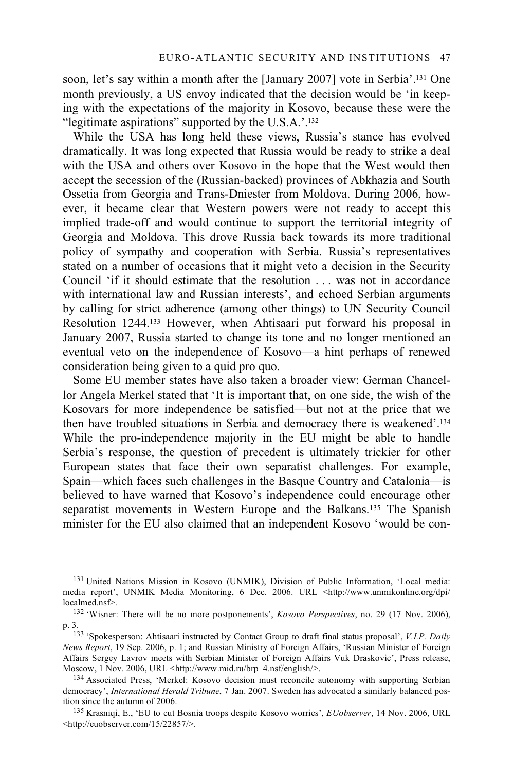soon, let's say within a month after the [January 2007] vote in Serbia'.[131] One month previously, a US envoy indicated that the decision would be 'in keeping with the expectations of the majority in Kosovo, because these were the "legitimate aspirations" supported by the U.S.A.'.[132]

While the USA has long held these views, Russia's stance has evolved dramatically. It was long expected that Russia would be ready to strike a deal with the USA and others over Kosovo in the hope that the West would then accept the secession of the (Russian-backed) provinces of Abkhazia and South Ossetia from Georgia and Trans-Dniester from Moldova. During 2006, however, it became clear that Western powers were not ready to accept this implied trade-off and would continue to support the territorial integrity of Georgia and Moldova. This drove Russia back towards its more traditional policy of sympathy and cooperation with Serbia. Russia's representatives stated on a number of occasions that it might veto a decision in the Security Council 'if it should estimate that the resolution . . . was not in accordance with international law and Russian interests', and echoed Serbian arguments by calling for strict adherence (among other things) to UN Security Council Resolution 1244.[133] However, when Ahtisaari put forward his proposal in January 2007, Russia started to change its tone and no longer mentioned an eventual veto on the independence of Kosovo—a hint perhaps of renewed consideration being given to a quid pro quo.

Some EU member states have also taken a broader view: German Chancellor Angela Merkel stated that 'It is important that, on one side, the wish of the Kosovars for more independence be satisfied—but not at the price that we then have troubled situations in Serbia and democracy there is weakened'.[134] While the pro-independence majority in the EU might be able to handle Serbia's response, the question of precedent is ultimately trickier for other European states that face their own separatist challenges. For example, Spain—which faces such challenges in the Basque Country and Catalonia—is believed to have warned that Kosovo's independence could encourage other separatist movements in Western Europe and the Balkans.[135] The Spanish minister for the EU also claimed that an independent Kosovo 'would be con-

---

[131] United Nations Mission in Kosovo (UNMIK), Division of Public Information, 'Local media: media report', UNMIK Media Monitoring, 6 Dec. 2006. URL <http://www.unmikonline.org/dpi/localmed.nsf>.

[132] 'Wisner: There will be no more postponements', *Kosovo Perspectives*, no. 29 (17 Nov. 2006), p. 3.

[133] 'Spokesperson: Ahtisaari instructed by Contact Group to draft final status proposal', *V.I.P. Daily News Report*, 19 Sep. 2006, p. 1; and Russian Ministry of Foreign Affairs, 'Russian Minister of Foreign Affairs Sergey Lavrov meets with Serbian Minister of Foreign Affairs Vuk Draskovic', Press release, Moscow, 1 Nov. 2006, URL <http://www.mid.ru/brp_4.nsf/english/>.

[134] Associated Press, 'Merkel: Kosovo decision must reconcile autonomy with supporting Serbian democracy', *International Herald Tribune*, 7 Jan. 2007. Sweden has advocated a similarly balanced position since the autumn of 2006.

[135] Krasniqi, E., 'EU to cut Bosnia troops despite Kosovo worries', *EUobserver*, 14 Nov. 2006, URL <http://euobserver.com/15/22857/>.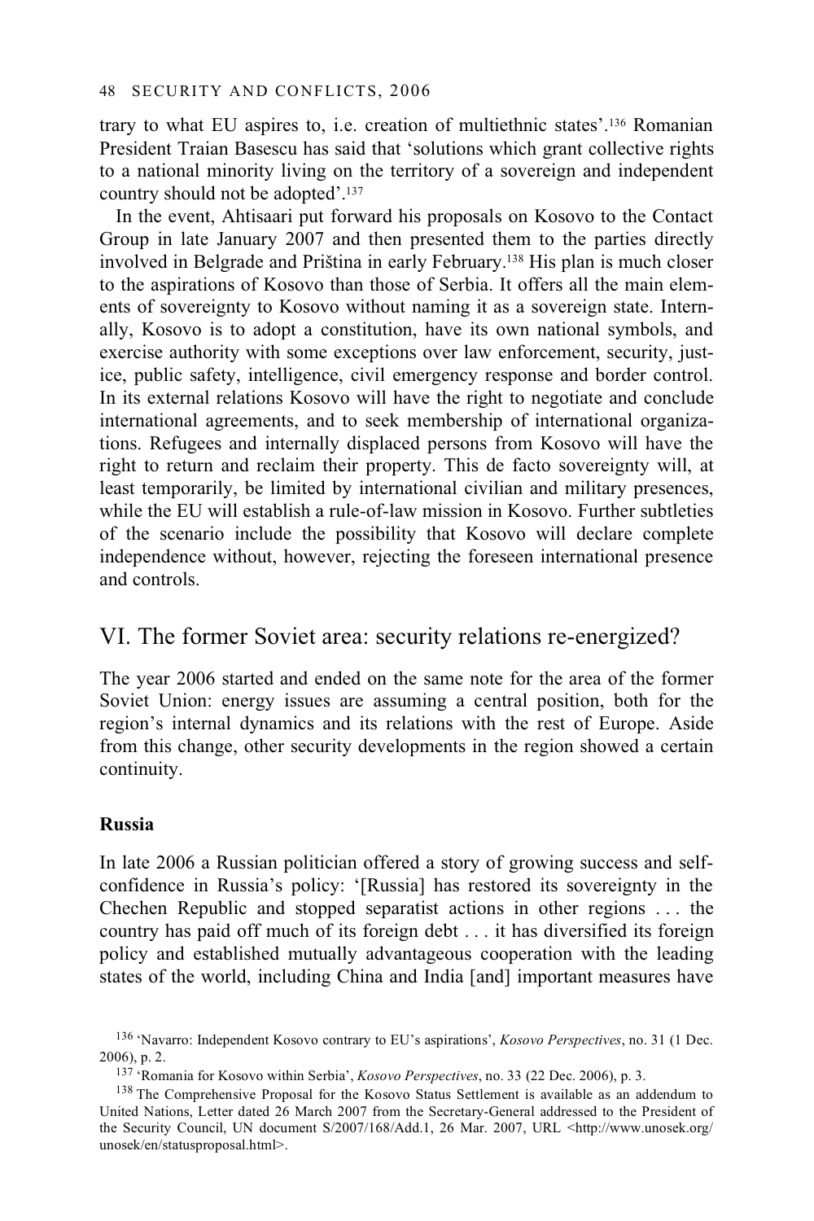trary to what EU aspires to, i.e. creation of multiethnic states'.[136] Romanian President Traian Basescu has said that 'solutions which grant collective rights to a national minority living on the territory of a sovereign and independent country should not be adopted'.[137]

In the event, Ahtisaari put forward his proposals on Kosovo to the Contact Group in late January 2007 and then presented them to the parties directly involved in Belgrade and Priština in early February.[138] His plan is much closer to the aspirations of Kosovo than those of Serbia. It offers all the main elements of sovereignty to Kosovo without naming it as a sovereign state. Internally, Kosovo is to adopt a constitution, have its own national symbols, and exercise authority with some exceptions over law enforcement, security, justice, public safety, intelligence, civil emergency response and border control. In its external relations Kosovo will have the right to negotiate and conclude international agreements, and to seek membership of international organizations. Refugees and internally displaced persons from Kosovo will have the right to return and reclaim their property. This de facto sovereignty will, at least temporarily, be limited by international civilian and military presences, while the EU will establish a rule-of-law mission in Kosovo. Further subtleties of the scenario include the possibility that Kosovo will declare complete independence without, however, rejecting the foreseen international presence and controls.

## VI. The former Soviet area: security relations re-energized?

The year 2006 started and ended on the same note for the area of the former Soviet Union: energy issues are assuming a central position, both for the region's internal dynamics and its relations with the rest of Europe. Aside from this change, other security developments in the region showed a certain continuity.

### Russia

In late 2006 a Russian politician offered a story of growing success and self-confidence in Russia's policy: '[Russia] has restored its sovereignty in the Chechen Republic and stopped separatist actions in other regions . . . the country has paid off much of its foreign debt . . . it has diversified its foreign policy and established mutually advantageous cooperation with the leading states of the world, including China and India [and] important measures have

[136] 'Navarro: Independent Kosovo contrary to EU's aspirations', *Kosovo Perspectives*, no. 31 (1 Dec. 2006), p. 2.

[137] 'Romania for Kosovo within Serbia', *Kosovo Perspectives*, no. 33 (22 Dec. 2006), p. 3.

[138] The Comprehensive Proposal for the Kosovo Status Settlement is available as an addendum to United Nations, Letter dated 26 March 2007 from the Secretary-General addressed to the President of the Security Council, UN document S/2007/168/Add.1, 26 Mar. 2007, URL <http://www.unosek.org/unosek/en/statusproposal.html>.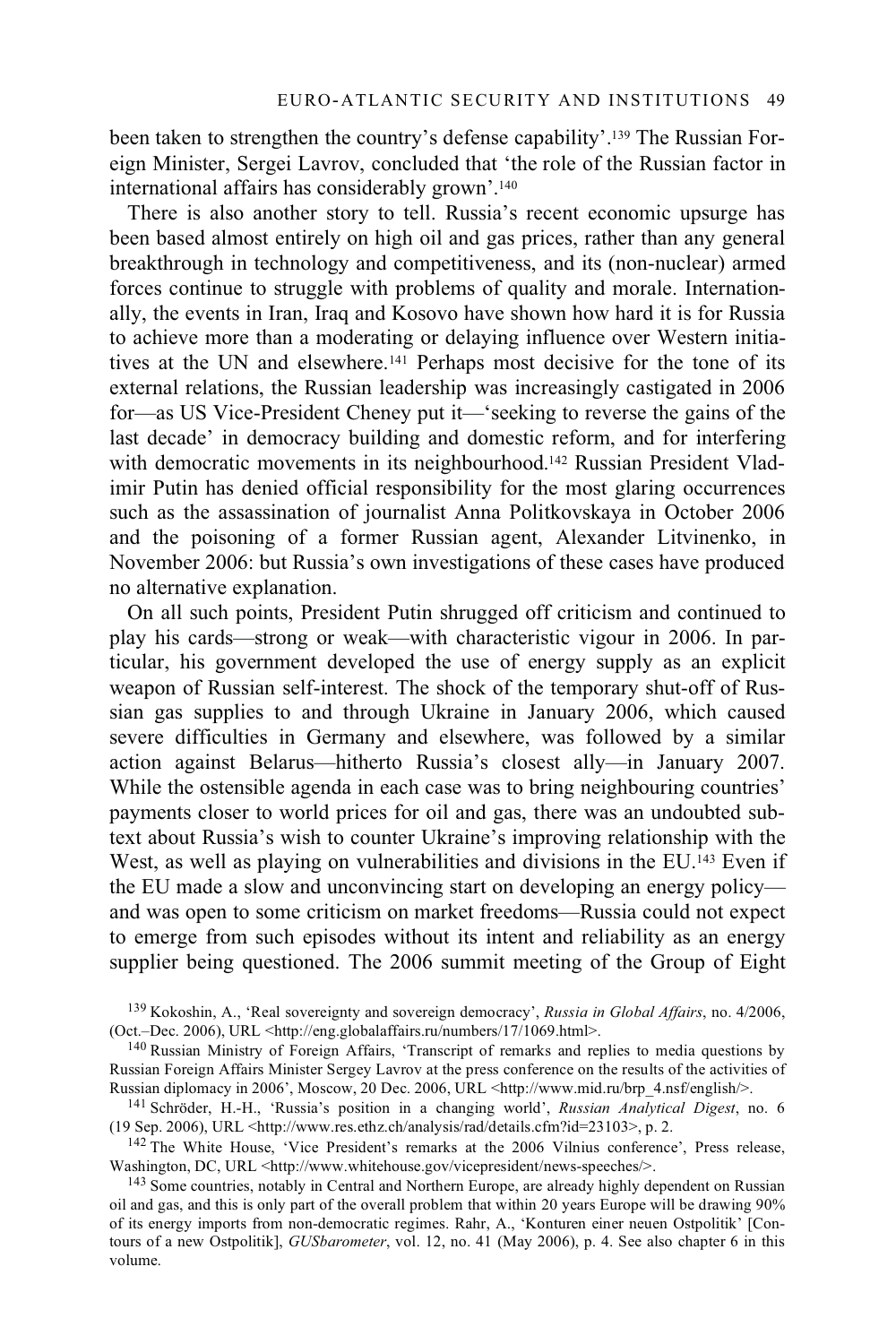been taken to strengthen the country's defense capability'.[139] The Russian Foreign Minister, Sergei Lavrov, concluded that 'the role of the Russian factor in international affairs has considerably grown'.[140]

There is also another story to tell. Russia's recent economic upsurge has been based almost entirely on high oil and gas prices, rather than any general breakthrough in technology and competitiveness, and its (non-nuclear) armed forces continue to struggle with problems of quality and morale. Internationally, the events in Iran, Iraq and Kosovo have shown how hard it is for Russia to achieve more than a moderating or delaying influence over Western initiatives at the UN and elsewhere.[141] Perhaps most decisive for the tone of its external relations, the Russian leadership was increasingly castigated in 2006 for—as US Vice-President Cheney put it—'seeking to reverse the gains of the last decade' in democracy building and domestic reform, and for interfering with democratic movements in its neighbourhood.[142] Russian President Vladimir Putin has denied official responsibility for the most glaring occurrences such as the assassination of journalist Anna Politkovskaya in October 2006 and the poisoning of a former Russian agent, Alexander Litvinenko, in November 2006: but Russia's own investigations of these cases have produced no alternative explanation.

On all such points, President Putin shrugged off criticism and continued to play his cards—strong or weak—with characteristic vigour in 2006. In particular, his government developed the use of energy supply as an explicit weapon of Russian self-interest. The shock of the temporary shut-off of Russian gas supplies to and through Ukraine in January 2006, which caused severe difficulties in Germany and elsewhere, was followed by a similar action against Belarus—hitherto Russia's closest ally—in January 2007. While the ostensible agenda in each case was to bring neighbouring countries' payments closer to world prices for oil and gas, there was an undoubted subtext about Russia's wish to counter Ukraine's improving relationship with the West, as well as playing on vulnerabilities and divisions in the EU.[143] Even if the EU made a slow and unconvincing start on developing an energy policy—and was open to some criticism on market freedoms—Russia could not expect to emerge from such episodes without its intent and reliability as an energy supplier being questioned. The 2006 summit meeting of the Group of Eight

[139] Kokoshin, A., 'Real sovereignty and sovereign democracy', *Russia in Global Affairs*, no. 4/2006, (Oct.–Dec. 2006), URL <http://eng.globalaffairs.ru/numbers/17/1069.html>.

[140] Russian Ministry of Foreign Affairs, 'Transcript of remarks and replies to media questions by Russian Foreign Affairs Minister Sergey Lavrov at the press conference on the results of the activities of Russian diplomacy in 2006', Moscow, 20 Dec. 2006, URL <http://www.mid.ru/brp_4.nsf/english/>.

[141] Schröder, H.-H., 'Russia's position in a changing world', *Russian Analytical Digest*, no. 6 (19 Sep. 2006), URL <http://www.res.ethz.ch/analysis/rad/details.cfm?id=23103>, p. 2.

[142] The White House, 'Vice President's remarks at the 2006 Vilnius conference', Press release, Washington, DC, URL <http://www.whitehouse.gov/vicepresident/news-speeches/>.

[143] Some countries, notably in Central and Northern Europe, are already highly dependent on Russian oil and gas, and this is only part of the overall problem that within 20 years Europe will be drawing 90% of its energy imports from non-democratic regimes. Rahr, A., 'Konturen einer neuen Ostpolitik' [Contours of a new Ostpolitik], *GUSbarometer*, vol. 12, no. 41 (May 2006), p. 4. See also chapter 6 in this volume.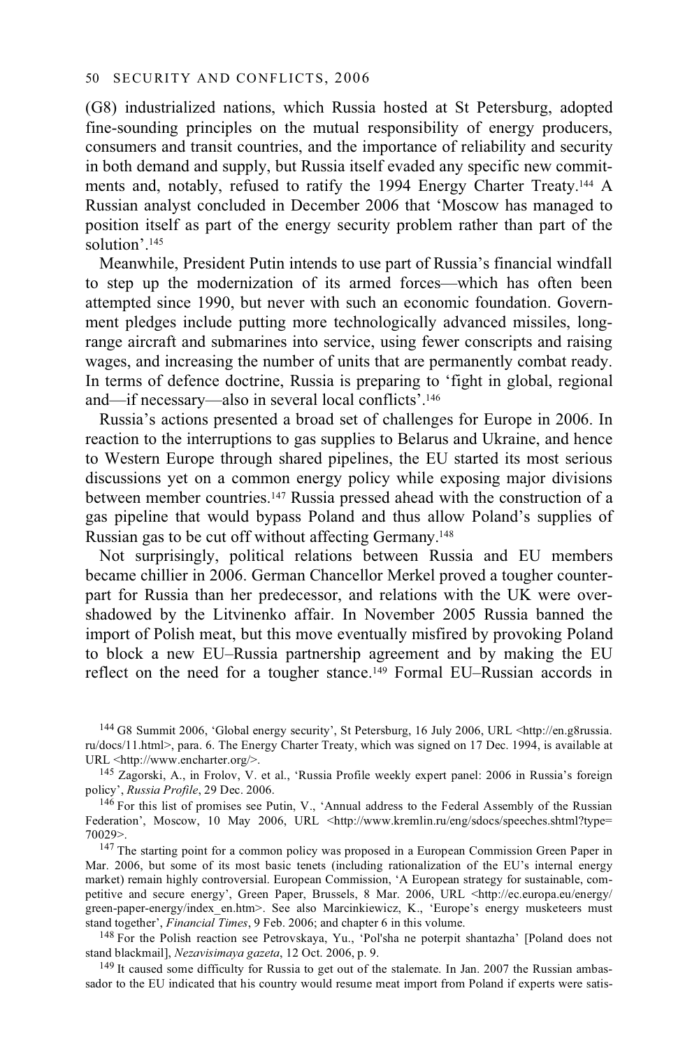(G8) industrialized nations, which Russia hosted at St Petersburg, adopted fine-sounding principles on the mutual responsibility of energy producers, consumers and transit countries, and the importance of reliability and security in both demand and supply, but Russia itself evaded any specific new commitments and, notably, refused to ratify the 1994 Energy Charter Treaty.[144] A Russian analyst concluded in December 2006 that 'Moscow has managed to position itself as part of the energy security problem rather than part of the solution'.[145]

Meanwhile, President Putin intends to use part of Russia's financial windfall to step up the modernization of its armed forces—which has often been attempted since 1990, but never with such an economic foundation. Government pledges include putting more technologically advanced missiles, long-range aircraft and submarines into service, using fewer conscripts and raising wages, and increasing the number of units that are permanently combat ready. In terms of defence doctrine, Russia is preparing to 'fight in global, regional and—if necessary—also in several local conflicts'.[146]

Russia's actions presented a broad set of challenges for Europe in 2006. In reaction to the interruptions to gas supplies to Belarus and Ukraine, and hence to Western Europe through shared pipelines, the EU started its most serious discussions yet on a common energy policy while exposing major divisions between member countries.[147] Russia pressed ahead with the construction of a gas pipeline that would bypass Poland and thus allow Poland's supplies of Russian gas to be cut off without affecting Germany.[148]

Not surprisingly, political relations between Russia and EU members became chillier in 2006. German Chancellor Merkel proved a tougher counterpart for Russia than her predecessor, and relations with the UK were overshadowed by the Litvinenko affair. In November 2005 Russia banned the import of Polish meat, but this move eventually misfired by provoking Poland to block a new EU–Russia partnership agreement and by making the EU reflect on the need for a tougher stance.[149] Formal EU–Russian accords in

---

[144] G8 Summit 2006, 'Global energy security', St Petersburg, 16 July 2006, URL <http://en.g8russia.ru/docs/11.html>, para. 6. The Energy Charter Treaty, which was signed on 17 Dec. 1994, is available at URL <http://www.encharter.org/>.

[145] Zagorski, A., in Frolov, V. et al., 'Russia Profile weekly expert panel: 2006 in Russia's foreign policy', *Russia Profile*, 29 Dec. 2006.

[146] For this list of promises see Putin, V., 'Annual address to the Federal Assembly of the Russian Federation', Moscow, 10 May 2006, URL <http://www.kremlin.ru/eng/sdocs/speeches.shtml?type=70029>.

[147] The starting point for a common policy was proposed in a European Commission Green Paper in Mar. 2006, but some of its most basic tenets (including rationalization of the EU's internal energy market) remain highly controversial. European Commission, 'A European strategy for sustainable, competitive and secure energy', Green Paper, Brussels, 8 Mar. 2006, URL <http://ec.europa.eu/energy/green-paper-energy/index_en.htm>. See also Marcinkiewicz, K., 'Europe's energy musketeers must stand together', *Financial Times*, 9 Feb. 2006; and chapter 6 in this volume.

[148] For the Polish reaction see Petrovskaya, Yu., 'Pol'sha ne poterpit shantazha' [Poland does not stand blackmail], *Nezavisimaya gazeta*, 12 Oct. 2006, p. 9.

[149] It caused some difficulty for Russia to get out of the stalemate. In Jan. 2007 the Russian ambassador to the EU indicated that his country would resume meat import from Poland if experts were satis-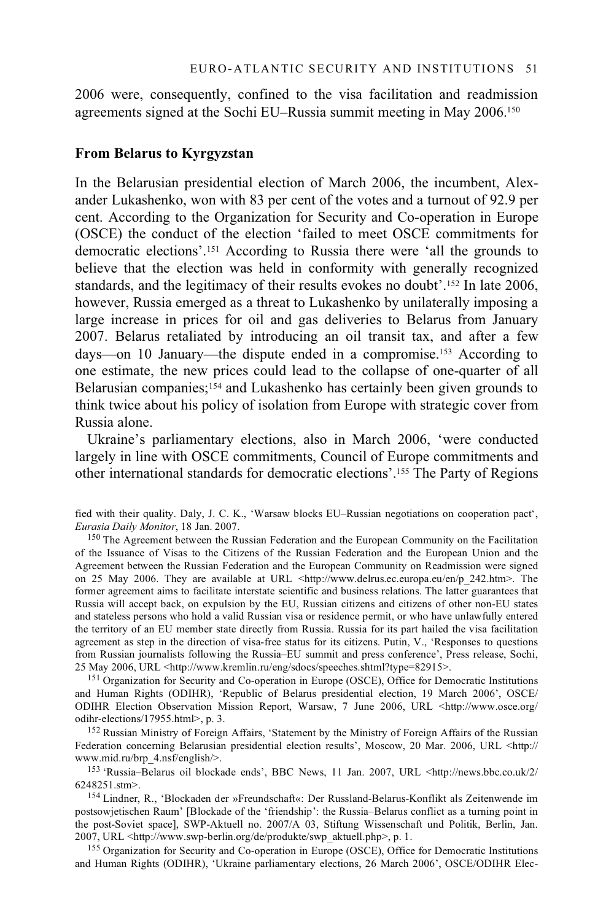2006 were, consequently, confined to the visa facilitation and readmission agreements signed at the Sochi EU–Russia summit meeting in May 2006.[150]

## From Belarus to Kyrgyzstan

In the Belarusian presidential election of March 2006, the incumbent, Alexander Lukashenko, won with 83 per cent of the votes and a turnout of 92.9 per cent. According to the Organization for Security and Co-operation in Europe (OSCE) the conduct of the election 'failed to meet OSCE commitments for democratic elections'.[151] According to Russia there were 'all the grounds to believe that the election was held in conformity with generally recognized standards, and the legitimacy of their results evokes no doubt'.[152] In late 2006, however, Russia emerged as a threat to Lukashenko by unilaterally imposing a large increase in prices for oil and gas deliveries to Belarus from January 2007. Belarus retaliated by introducing an oil transit tax, and after a few days—on 10 January—the dispute ended in a compromise.[153] According to one estimate, the new prices could lead to the collapse of one-quarter of all Belarusian companies;[154] and Lukashenko has certainly been given grounds to think twice about his policy of isolation from Europe with strategic cover from Russia alone.

Ukraine's parliamentary elections, also in March 2006, 'were conducted largely in line with OSCE commitments, Council of Europe commitments and other international standards for democratic elections'.[155] The Party of Regions

fied with their quality. Daly, J. C. K., 'Warsaw blocks EU–Russian negotiations on cooperation pact', *Eurasia Daily Monitor*, 18 Jan. 2007.

[150] The Agreement between the Russian Federation and the European Community on the Facilitation of the Issuance of Visas to the Citizens of the Russian Federation and the European Union and the Agreement between the Russian Federation and the European Community on Readmission were signed on 25 May 2006. They are available at URL <http://www.delrus.ec.europa.eu/en/p_242.htm>. The former agreement aims to facilitate interstate scientific and business relations. The latter guarantees that Russia will accept back, on expulsion by the EU, Russian citizens and citizens of other non-EU states and stateless persons who hold a valid Russian visa or residence permit, or who have unlawfully entered the territory of an EU member state directly from Russia. Russia for its part hailed the visa facilitation agreement as step in the direction of visa-free status for its citizens. Putin, V., 'Responses to questions from Russian journalists following the Russia–EU summit and press conference', Press release, Sochi, 25 May 2006, URL <http://www.kremlin.ru/eng/sdocs/speeches.shtml?type=82915>.

[151] Organization for Security and Co-operation in Europe (OSCE), Office for Democratic Institutions and Human Rights (ODIHR), 'Republic of Belarus presidential election, 19 March 2006', OSCE/ODIHR Election Observation Mission Report, Warsaw, 7 June 2006, URL <http://www.osce.org/odihr-elections/17955.html>, p. 3.

[152] Russian Ministry of Foreign Affairs, 'Statement by the Ministry of Foreign Affairs of the Russian Federation concerning Belarusian presidential election results', Moscow, 20 Mar. 2006, URL <http://www.mid.ru/brp_4.nsf/english/>.

[153] 'Russia–Belarus oil blockade ends', BBC News, 11 Jan. 2007, URL <http://news.bbc.co.uk/2/6248251.stm>.

[154] Lindner, R., 'Blockaden der »Freundschaft«: Der Russland-Belarus-Konflikt als Zeitenwende im postsowjetischen Raum' [Blockade of the 'friendship': the Russia–Belarus conflict as a turning point in the post-Soviet space], SWP-Aktuell no. 2007/A 03, Stiftung Wissenschaft und Politik, Berlin, Jan. 2007, URL <http://www.swp-berlin.org/de/produkte/swp_aktuell.php>, p. 1.

[155] Organization for Security and Co-operation in Europe (OSCE), Office for Democratic Institutions and Human Rights (ODIHR), 'Ukraine parliamentary elections, 26 March 2006', OSCE/ODIHR Elec-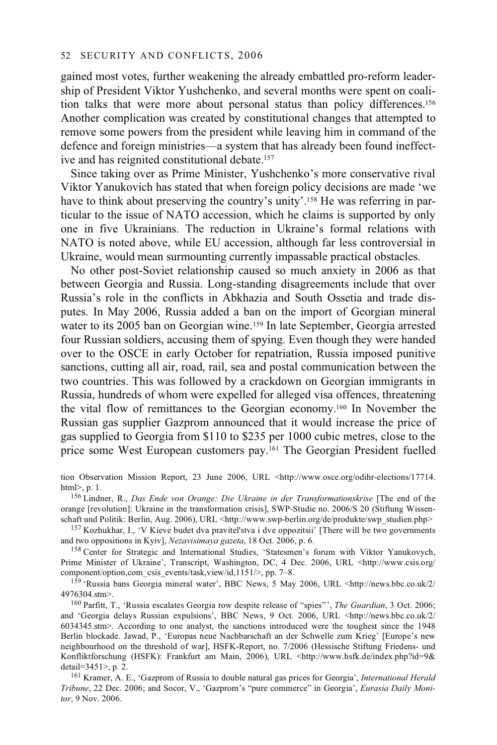gained most votes, further weakening the already embattled pro-reform leadership of President Viktor Yushchenko, and several months were spent on coalition talks that were more about personal status than policy differences.[156] Another complication was created by constitutional changes that attempted to remove some powers from the president while leaving him in command of the defence and foreign ministries—a system that has already been found ineffective and has reignited constitutional debate.[157]

Since taking over as Prime Minister, Yushchenko's more conservative rival Viktor Yanukovich has stated that when foreign policy decisions are made 'we have to think about preserving the country's unity'.[158] He was referring in particular to the issue of NATO accession, which he claims is supported by only one in five Ukrainians. The reduction in Ukraine's formal relations with NATO is noted above, while EU accession, although far less controversial in Ukraine, would mean surmounting currently impassable practical obstacles.

No other post-Soviet relationship caused so much anxiety in 2006 as that between Georgia and Russia. Long-standing disagreements include that over Russia's role in the conflicts in Abkhazia and South Ossetia and trade disputes. In May 2006, Russia added a ban on the import of Georgian mineral water to its 2005 ban on Georgian wine.[159] In late September, Georgia arrested four Russian soldiers, accusing them of spying. Even though they were handed over to the OSCE in early October for repatriation, Russia imposed punitive sanctions, cutting all air, road, rail, sea and postal communication between the two countries. This was followed by a crackdown on Georgian immigrants in Russia, hundreds of whom were expelled for alleged visa offences, threatening the vital flow of remittances to the Georgian economy.[160] In November the Russian gas supplier Gazprom announced that it would increase the price of gas supplied to Georgia from \$110 to \$235 per 1000 cubic metres, close to the price some West European customers pay.[161] The Georgian President fuelled

tion Observation Mission Report, 23 June 2006, URL <http://www.osce.org/odihr-elections/17714.html>, p. 1.

[156] Lindner, R., *Das Ende von Orange: Die Ukraine in der Transformationskrise* [The end of the orange [revolution]: Ukraine in the transformation crisis], SWP-Studie no. 2006/S 20 (Stiftung Wissenschaft und Politik: Berlin, Aug. 2006), URL <http://www.swp-berlin.org/de/produkte/swp_studien.php>

[157] Kozhukhar, I., 'V Kieve budet dva pravitel'stva i dve oppozitsii' [There will be two governments and two oppositions in Kyiv], *Nezavisimaya gazeta*, 18 Oct. 2006, p. 6.

[158] Center for Strategic and International Studies, 'Statesmen's forum with Viktor Yanukovych, Prime Minister of Ukraine', Transcript, Washington, DC, 4 Dec. 2006, URL <http://www.csis.org/component/option,com_csis_events/task,view/id,1151/>, pp. 7–8.

[159] 'Russia bans Georgia mineral water', BBC News, 5 May 2006, URL <http://news.bbc.co.uk/2/4976304.stm>.

[160] Parfitt, T., 'Russia escalates Georgia row despite release of "spies"', *The Guardian*, 3 Oct. 2006; and 'Georgia delays Russian expulsions', BBC News, 9 Oct. 2006, URL <http://news.bbc.co.uk/2/6034345.stm>. According to one analyst, the sanctions introduced were the toughest since the 1948 Berlin blockade. Jawad, P., 'Europas neue Nachbarschaft an der Schwelle zum Krieg' [Europe's new neighbourhood on the threshold of war], HSFK-Report, no. 7/2006 (Hessische Stiftung Friedens- und Konfliktforschung (HSFK): Frankfurt am Main, 2006), URL <http://www.hsfk.de/index.php?id=9&detail=3451>, p. 2.

[161] Kramer, A. E., 'Gazprom of Russia to double natural gas prices for Georgia', *International Herald Tribune*, 22 Dec. 2006; and Socor, V., 'Gazprom's "pure commerce" in Georgia', *Eurasia Daily Monitor*, 9 Nov. 2006.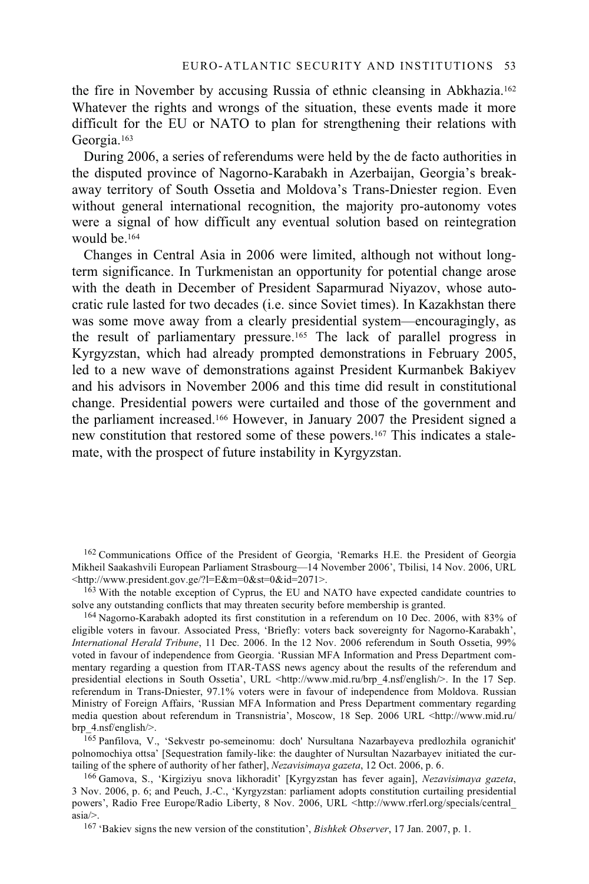the fire in November by accusing Russia of ethnic cleansing in Abkhazia.[162] Whatever the rights and wrongs of the situation, these events made it more difficult for the EU or NATO to plan for strengthening their relations with Georgia.[163]

During 2006, a series of referendums were held by the de facto authorities in the disputed province of Nagorno-Karabakh in Azerbaijan, Georgia's breakaway territory of South Ossetia and Moldova's Trans-Dniester region. Even without general international recognition, the majority pro-autonomy votes were a signal of how difficult any eventual solution based on reintegration would be.[164]

Changes in Central Asia in 2006 were limited, although not without long-term significance. In Turkmenistan an opportunity for potential change arose with the death in December of President Saparmurad Niyazov, whose autocratic rule lasted for two decades (i.e. since Soviet times). In Kazakhstan there was some move away from a clearly presidential system—encouragingly, as the result of parliamentary pressure.[165] The lack of parallel progress in Kyrgyzstan, which had already prompted demonstrations in February 2005, led to a new wave of demonstrations against President Kurmanbek Bakiyev and his advisors in November 2006 and this time did result in constitutional change. Presidential powers were curtailed and those of the government and the parliament increased.[166] However, in January 2007 the President signed a new constitution that restored some of these powers.[167] This indicates a stalemate, with the prospect of future instability in Kyrgyzstan.

---

[162] Communications Office of the President of Georgia, 'Remarks H.E. the President of Georgia Mikheil Saakashvili European Parliament Strasbourg—14 November 2006', Tbilisi, 14 Nov. 2006, URL <http://www.president.gov.ge/?l=E&m=0&st=0&id=2071>.

[163] With the notable exception of Cyprus, the EU and NATO have expected candidate countries to solve any outstanding conflicts that may threaten security before membership is granted.

[164] Nagorno-Karabakh adopted its first constitution in a referendum on 10 Dec. 2006, with 83% of eligible voters in favour. Associated Press, 'Briefly: voters back sovereignty for Nagorno-Karabakh', *International Herald Tribune*, 11 Dec. 2006. In the 12 Nov. 2006 referendum in South Ossetia, 99% voted in favour of independence from Georgia. 'Russian MFA Information and Press Department commentary regarding a question from ITAR-TASS news agency about the results of the referendum and presidential elections in South Ossetia', URL <http://www.mid.ru/brp_4.nsf/english/>. In the 17 Sep. referendum in Trans-Dniester, 97.1% voters were in favour of independence from Moldova. Russian Ministry of Foreign Affairs, 'Russian MFA Information and Press Department commentary regarding media question about referendum in Transnistria', Moscow, 18 Sep. 2006 URL <http://www.mid.ru/brp_4.nsf/english/>.

[165] Panfilova, V., 'Sekvestr po-semeinomu: doch' Nursultana Nazarbayeva predlozhila ogranichit' polnomochiya ottsa' [Sequestration family-like: the daughter of Nursultan Nazarbayev initiated the curtailing of the sphere of authority of her father], *Nezavisimaya gazeta*, 12 Oct. 2006, p. 6.

[166] Gamova, S., 'Kirgiziyu snova likhoradit' [Kyrgyzstan has fever again], *Nezavisimaya gazeta*, 3 Nov. 2006, p. 6; and Peuch, J.-C., 'Kyrgyzstan: parliament adopts constitution curtailing presidential powers', Radio Free Europe/Radio Liberty, 8 Nov. 2006, URL <http://www.rferl.org/specials/central_asia/>.

[167] 'Bakiev signs the new version of the constitution', *Bishkek Observer*, 17 Jan. 2007, p. 1.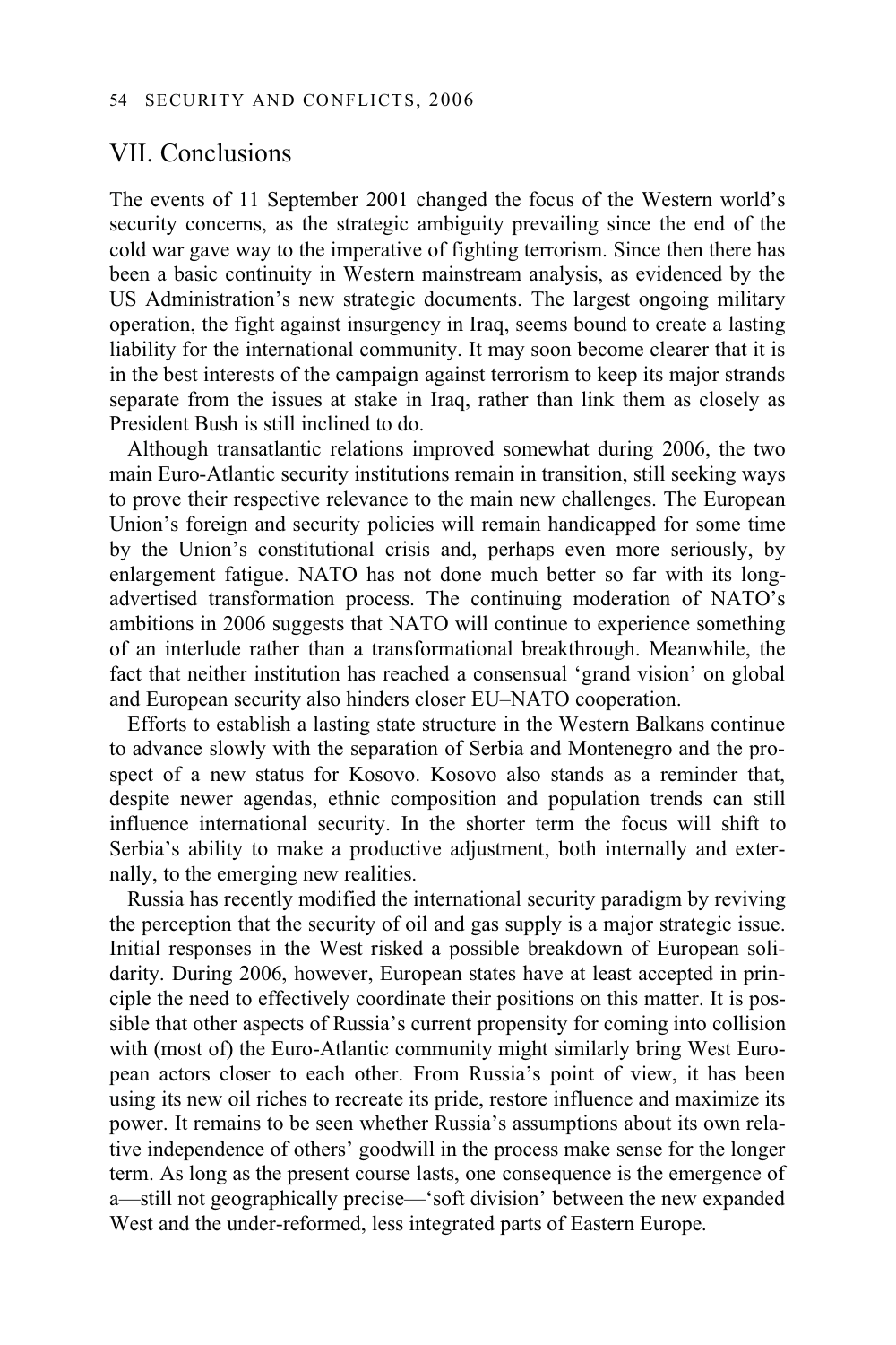## VII. Conclusions

The events of 11 September 2001 changed the focus of the Western world's security concerns, as the strategic ambiguity prevailing since the end of the cold war gave way to the imperative of fighting terrorism. Since then there has been a basic continuity in Western mainstream analysis, as evidenced by the US Administration's new strategic documents. The largest ongoing military operation, the fight against insurgency in Iraq, seems bound to create a lasting liability for the international community. It may soon become clearer that it is in the best interests of the campaign against terrorism to keep its major strands separate from the issues at stake in Iraq, rather than link them as closely as President Bush is still inclined to do.

Although transatlantic relations improved somewhat during 2006, the two main Euro-Atlantic security institutions remain in transition, still seeking ways to prove their respective relevance to the main new challenges. The European Union's foreign and security policies will remain handicapped for some time by the Union's constitutional crisis and, perhaps even more seriously, by enlargement fatigue. NATO has not done much better so far with its long-advertised transformation process. The continuing moderation of NATO's ambitions in 2006 suggests that NATO will continue to experience something of an interlude rather than a transformational breakthrough. Meanwhile, the fact that neither institution has reached a consensual 'grand vision' on global and European security also hinders closer EU–NATO cooperation.

Efforts to establish a lasting state structure in the Western Balkans continue to advance slowly with the separation of Serbia and Montenegro and the prospect of a new status for Kosovo. Kosovo also stands as a reminder that, despite newer agendas, ethnic composition and population trends can still influence international security. In the shorter term the focus will shift to Serbia's ability to make a productive adjustment, both internally and externally, to the emerging new realities.

Russia has recently modified the international security paradigm by reviving the perception that the security of oil and gas supply is a major strategic issue. Initial responses in the West risked a possible breakdown of European solidarity. During 2006, however, European states have at least accepted in principle the need to effectively coordinate their positions on this matter. It is possible that other aspects of Russia's current propensity for coming into collision with (most of) the Euro-Atlantic community might similarly bring West European actors closer to each other. From Russia's point of view, it has been using its new oil riches to recreate its pride, restore influence and maximize its power. It remains to be seen whether Russia's assumptions about its own relative independence of others' goodwill in the process make sense for the longer term. As long as the present course lasts, one consequence is the emergence of a—still not geographically precise—'soft division' between the new expanded West and the under-reformed, less integrated parts of Eastern Europe.